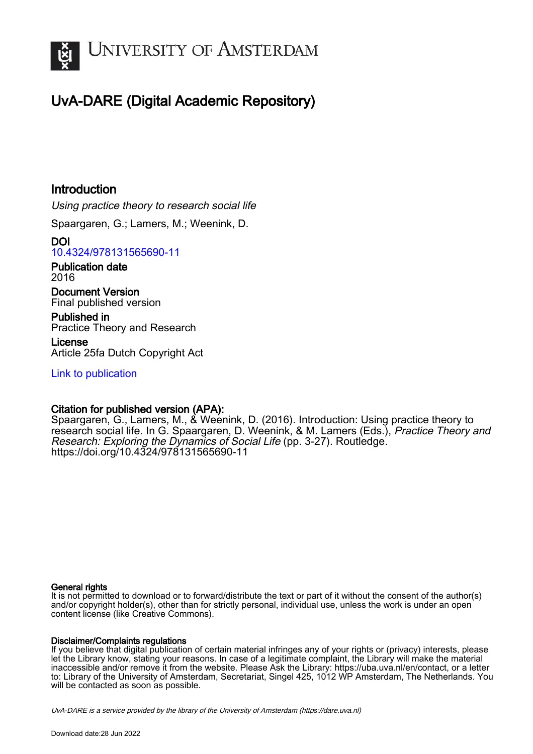# UvA-DARE (Digital Academic Repository)

## Introduction

*Using practice theory to research social life*

Spaargaren, G.; Lamers, M.; Weenink, D.

**DOI**
10.4324/978131565690-11

**Publication date**
2016

**Document Version**
Final published version

**Published in**
Practice Theory and Research

**License**
Article 25fa Dutch Copyright Act

Link to publication

**Citation for published version (APA):**
Spaargaren, G., Lamers, M., & Weenink, D. (2016). Introduction: Using practice theory to research social life. In G. Spaargaren, D. Weenink, & M. Lamers (Eds.), *Practice Theory and Research: Exploring the Dynamics of Social Life* (pp. 3-27). Routledge. https://doi.org/10.4324/978131565690-11

**General rights**
It is not permitted to download or to forward/distribute the text or part of it without the consent of the author(s) and/or copyright holder(s), other than for strictly personal, individual use, unless the work is under an open content license (like Creative Commons).

**Disclaimer/Complaints regulations**
If you believe that digital publication of certain material infringes any of your rights or (privacy) interests, please let the Library know, stating your reasons. In case of a legitimate complaint, the Library will make the material inaccessible and/or remove it from the website. Please Ask the Library: https://uba.uva.nl/en/contact, or a letter to: Library of the University of Amsterdam, Secretariat, Singel 425, 1012 WP Amsterdam, The Netherlands. You will be contacted as soon as possible.

*UvA-DARE is a service provided by the library of the University of Amsterdam (https://dare.uva.nl)*

Download date:28 Jun 2022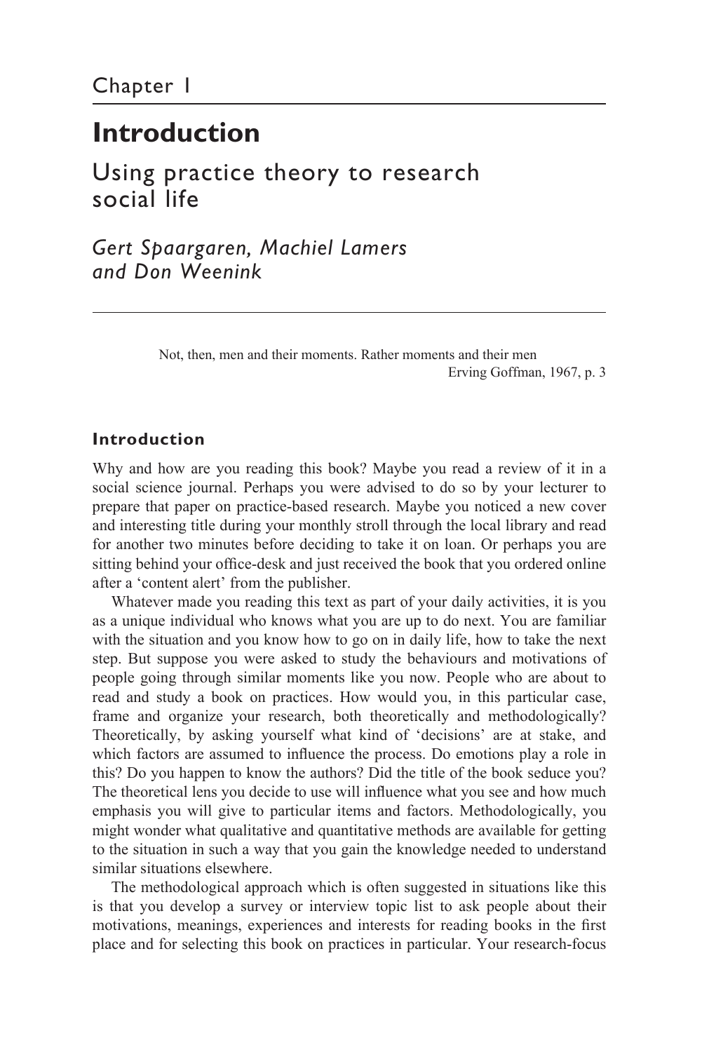Chapter 1

# Introduction

## Using practice theory to research social life

*Gert Spaargaren, Machiel Lamers and Don Weenink*

> Not, then, men and their moments. Rather moments and their men
> Erving Goffman, 1967, p. 3

### Introduction

Why and how are you reading this book? Maybe you read a review of it in a social science journal. Perhaps you were advised to do so by your lecturer to prepare that paper on practice-based research. Maybe you noticed a new cover and interesting title during your monthly stroll through the local library and read for another two minutes before deciding to take it on loan. Or perhaps you are sitting behind your office-desk and just received the book that you ordered online after a 'content alert' from the publisher.

Whatever made you reading this text as part of your daily activities, it is you as a unique individual who knows what you are up to do next. You are familiar with the situation and you know how to go on in daily life, how to take the next step. But suppose you were asked to study the behaviours and motivations of people going through similar moments like you now. People who are about to read and study a book on practices. How would you, in this particular case, frame and organize your research, both theoretically and methodologically? Theoretically, by asking yourself what kind of 'decisions' are at stake, and which factors are assumed to influence the process. Do emotions play a role in this? Do you happen to know the authors? Did the title of the book seduce you? The theoretical lens you decide to use will influence what you see and how much emphasis you will give to particular items and factors. Methodologically, you might wonder what qualitative and quantitative methods are available for getting to the situation in such a way that you gain the knowledge needed to understand similar situations elsewhere.

The methodological approach which is often suggested in situations like this is that you develop a survey or interview topic list to ask people about their motivations, meanings, experiences and interests for reading books in the first place and for selecting this book on practices in particular. Your research-focus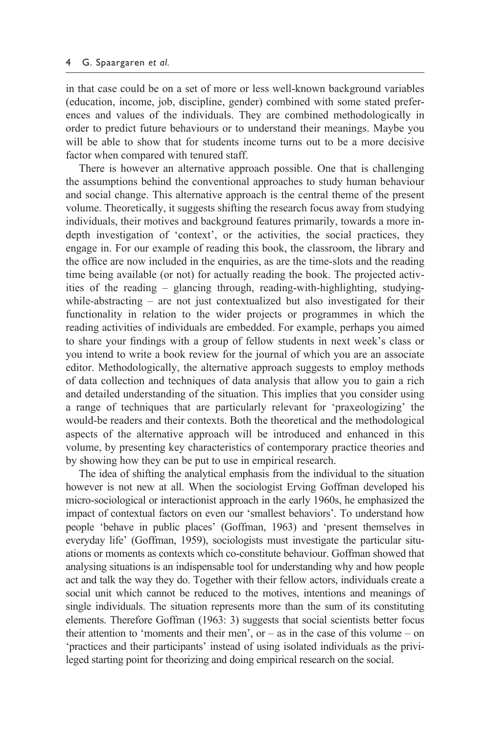in that case could be on a set of more or less well-known background variables (education, income, job, discipline, gender) combined with some stated preferences and values of the individuals. They are combined methodologically in order to predict future behaviours or to understand their meanings. Maybe you will be able to show that for students income turns out to be a more decisive factor when compared with tenured staff.

There is however an alternative approach possible. One that is challenging the assumptions behind the conventional approaches to study human behaviour and social change. This alternative approach is the central theme of the present volume. Theoretically, it suggests shifting the research focus away from studying individuals, their motives and background features primarily, towards a more in-depth investigation of 'context', or the activities, the social practices, they engage in. For our example of reading this book, the classroom, the library and the office are now included in the enquiries, as are the time-slots and the reading time being available (or not) for actually reading the book. The projected activities of the reading – glancing through, reading-with-highlighting, studying-while-abstracting – are not just contextualized but also investigated for their functionality in relation to the wider projects or programmes in which the reading activities of individuals are embedded. For example, perhaps you aimed to share your findings with a group of fellow students in next week's class or you intend to write a book review for the journal of which you are an associate editor. Methodologically, the alternative approach suggests to employ methods of data collection and techniques of data analysis that allow you to gain a rich and detailed understanding of the situation. This implies that you consider using a range of techniques that are particularly relevant for 'praxeologizing' the would-be readers and their contexts. Both the theoretical and the methodological aspects of the alternative approach will be introduced and enhanced in this volume, by presenting key characteristics of contemporary practice theories and by showing how they can be put to use in empirical research.

The idea of shifting the analytical emphasis from the individual to the situation however is not new at all. When the sociologist Erving Goffman developed his micro-sociological or interactionist approach in the early 1960s, he emphasized the impact of contextual factors on even our 'smallest behaviors'. To understand how people 'behave in public places' (Goffman, 1963) and 'present themselves in everyday life' (Goffman, 1959), sociologists must investigate the particular situations or moments as contexts which co-constitute behaviour. Goffman showed that analysing situations is an indispensable tool for understanding why and how people act and talk the way they do. Together with their fellow actors, individuals create a social unit which cannot be reduced to the motives, intentions and meanings of single individuals. The situation represents more than the sum of its constituting elements. Therefore Goffman (1963: 3) suggests that social scientists better focus their attention to 'moments and their men', or – as in the case of this volume – on 'practices and their participants' instead of using isolated individuals as the privileged starting point for theorizing and doing empirical research on the social.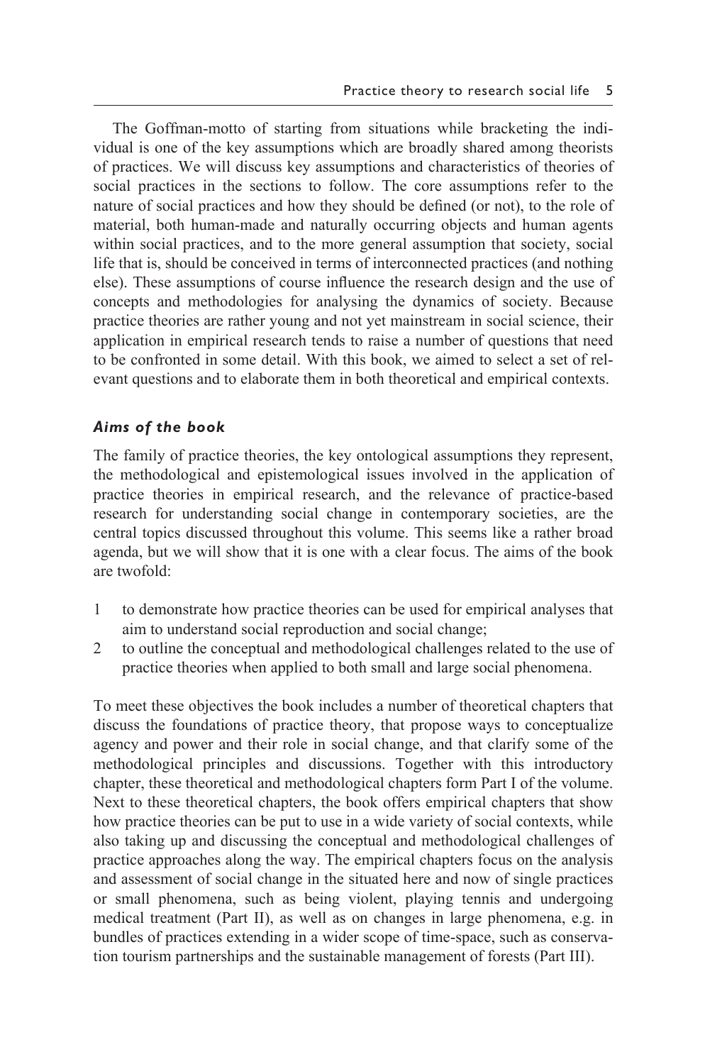The Goffman-motto of starting from situations while bracketing the individual is one of the key assumptions which are broadly shared among theorists of practices. We will discuss key assumptions and characteristics of theories of social practices in the sections to follow. The core assumptions refer to the nature of social practices and how they should be defined (or not), to the role of material, both human-made and naturally occurring objects and human agents within social practices, and to the more general assumption that society, social life that is, should be conceived in terms of interconnected practices (and nothing else). These assumptions of course influence the research design and the use of concepts and methodologies for analysing the dynamics of society. Because practice theories are rather young and not yet mainstream in social science, their application in empirical research tends to raise a number of questions that need to be confronted in some detail. With this book, we aimed to select a set of relevant questions and to elaborate them in both theoretical and empirical contexts.

### *Aims of the book*

The family of practice theories, the key ontological assumptions they represent, the methodological and epistemological issues involved in the application of practice theories in empirical research, and the relevance of practice-based research for understanding social change in contemporary societies, are the central topics discussed throughout this volume. This seems like a rather broad agenda, but we will show that it is one with a clear focus. The aims of the book are twofold:

1. to demonstrate how practice theories can be used for empirical analyses that aim to understand social reproduction and social change;
2. to outline the conceptual and methodological challenges related to the use of practice theories when applied to both small and large social phenomena.

To meet these objectives the book includes a number of theoretical chapters that discuss the foundations of practice theory, that propose ways to conceptualize agency and power and their role in social change, and that clarify some of the methodological principles and discussions. Together with this introductory chapter, these theoretical and methodological chapters form Part I of the volume. Next to these theoretical chapters, the book offers empirical chapters that show how practice theories can be put to use in a wide variety of social contexts, while also taking up and discussing the conceptual and methodological challenges of practice approaches along the way. The empirical chapters focus on the analysis and assessment of social change in the situated here and now of single practices or small phenomena, such as being violent, playing tennis and undergoing medical treatment (Part II), as well as on changes in large phenomena, e.g. in bundles of practices extending in a wider scope of time-space, such as conservation tourism partnerships and the sustainable management of forests (Part III).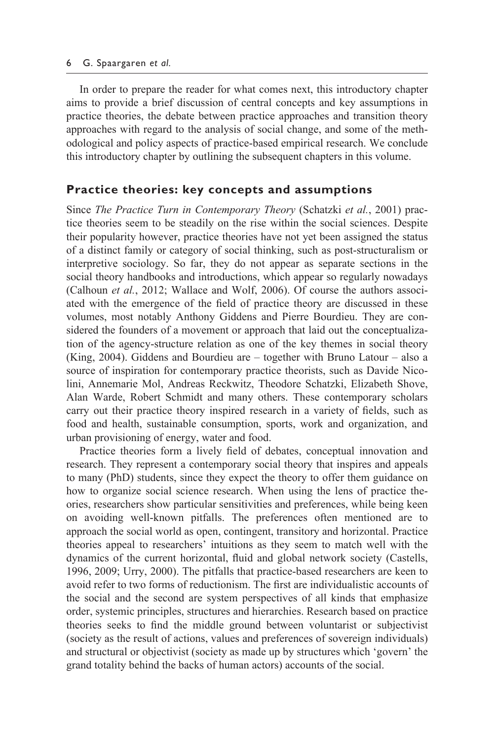In order to prepare the reader for what comes next, this introductory chapter aims to provide a brief discussion of central concepts and key assumptions in practice theories, the debate between practice approaches and transition theory approaches with regard to the analysis of social change, and some of the methodological and policy aspects of practice-based empirical research. We conclude this introductory chapter by outlining the subsequent chapters in this volume.

## Practice theories: key concepts and assumptions

Since *The Practice Turn in Contemporary Theory* (Schatzki *et al.*, 2001) practice theories seem to be steadily on the rise within the social sciences. Despite their popularity however, practice theories have not yet been assigned the status of a distinct family or category of social thinking, such as post-structuralism or interpretive sociology. So far, they do not appear as separate sections in the social theory handbooks and introductions, which appear so regularly nowadays (Calhoun *et al.*, 2012; Wallace and Wolf, 2006). Of course the authors associated with the emergence of the field of practice theory are discussed in these volumes, most notably Anthony Giddens and Pierre Bourdieu. They are considered the founders of a movement or approach that laid out the conceptualization of the agency-structure relation as one of the key themes in social theory (King, 2004). Giddens and Bourdieu are – together with Bruno Latour – also a source of inspiration for contemporary practice theorists, such as Davide Nicolini, Annemarie Mol, Andreas Reckwitz, Theodore Schatzki, Elizabeth Shove, Alan Warde, Robert Schmidt and many others. These contemporary scholars carry out their practice theory inspired research in a variety of fields, such as food and health, sustainable consumption, sports, work and organization, and urban provisioning of energy, water and food.

Practice theories form a lively field of debates, conceptual innovation and research. They represent a contemporary social theory that inspires and appeals to many (PhD) students, since they expect the theory to offer them guidance on how to organize social science research. When using the lens of practice theories, researchers show particular sensitivities and preferences, while being keen on avoiding well-known pitfalls. The preferences often mentioned are to approach the social world as open, contingent, transitory and horizontal. Practice theories appeal to researchers' intuitions as they seem to match well with the dynamics of the current horizontal, fluid and global network society (Castells, 1996, 2009; Urry, 2000). The pitfalls that practice-based researchers are keen to avoid refer to two forms of reductionism. The first are individualistic accounts of the social and the second are system perspectives of all kinds that emphasize order, systemic principles, structures and hierarchies. Research based on practice theories seeks to find the middle ground between voluntarist or subjectivist (society as the result of actions, values and preferences of sovereign individuals) and structural or objectivist (society as made up by structures which 'govern' the grand totality behind the backs of human actors) accounts of the social.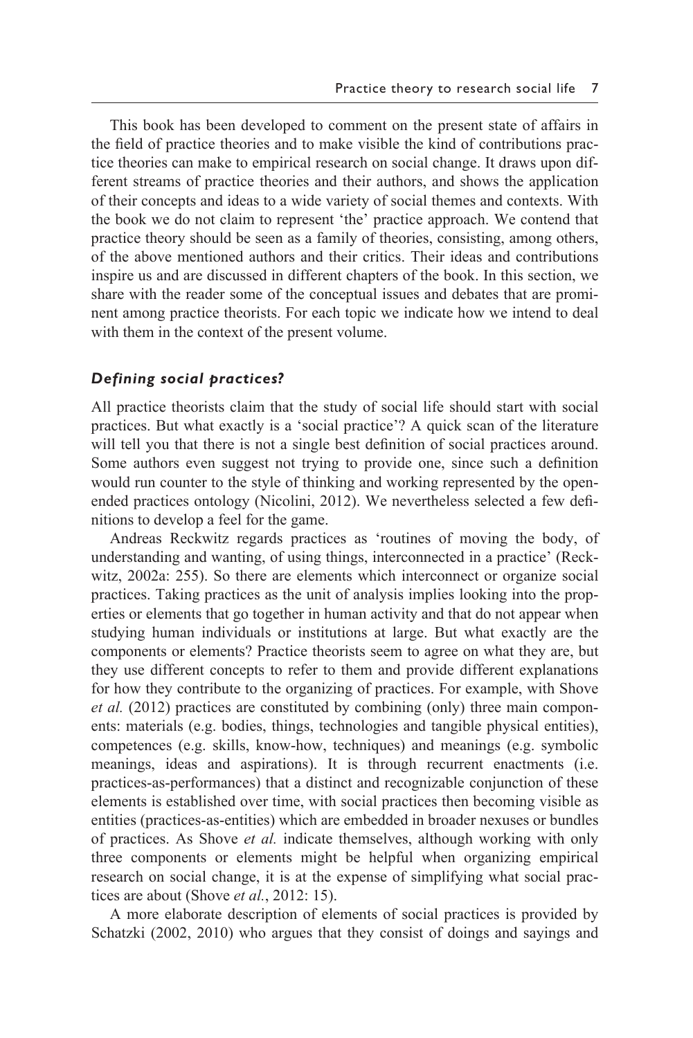This book has been developed to comment on the present state of affairs in the field of practice theories and to make visible the kind of contributions practice theories can make to empirical research on social change. It draws upon different streams of practice theories and their authors, and shows the application of their concepts and ideas to a wide variety of social themes and contexts. With the book we do not claim to represent 'the' practice approach. We contend that practice theory should be seen as a family of theories, consisting, among others, of the above mentioned authors and their critics. Their ideas and contributions inspire us and are discussed in different chapters of the book. In this section, we share with the reader some of the conceptual issues and debates that are prominent among practice theorists. For each topic we indicate how we intend to deal with them in the context of the present volume.

### *Defining social practices?*

All practice theorists claim that the study of social life should start with social practices. But what exactly is a 'social practice'? A quick scan of the literature will tell you that there is not a single best definition of social practices around. Some authors even suggest not trying to provide one, since such a definition would run counter to the style of thinking and working represented by the open-ended practices ontology (Nicolini, 2012). We nevertheless selected a few definitions to develop a feel for the game.

Andreas Reckwitz regards practices as 'routines of moving the body, of understanding and wanting, of using things, interconnected in a practice' (Reckwitz, 2002a: 255). So there are elements which interconnect or organize social practices. Taking practices as the unit of analysis implies looking into the properties or elements that go together in human activity and that do not appear when studying human individuals or institutions at large. But what exactly are the components or elements? Practice theorists seem to agree on what they are, but they use different concepts to refer to them and provide different explanations for how they contribute to the organizing of practices. For example, with Shove *et al.* (2012) practices are constituted by combining (only) three main components: materials (e.g. bodies, things, technologies and tangible physical entities), competences (e.g. skills, know-how, techniques) and meanings (e.g. symbolic meanings, ideas and aspirations). It is through recurrent enactments (i.e. practices-as-performances) that a distinct and recognizable conjunction of these elements is established over time, with social practices then becoming visible as entities (practices-as-entities) which are embedded in broader nexuses or bundles of practices. As Shove *et al.* indicate themselves, although working with only three components or elements might be helpful when organizing empirical research on social change, it is at the expense of simplifying what social practices are about (Shove *et al.*, 2012: 15).

A more elaborate description of elements of social practices is provided by Schatzki (2002, 2010) who argues that they consist of doings and sayings and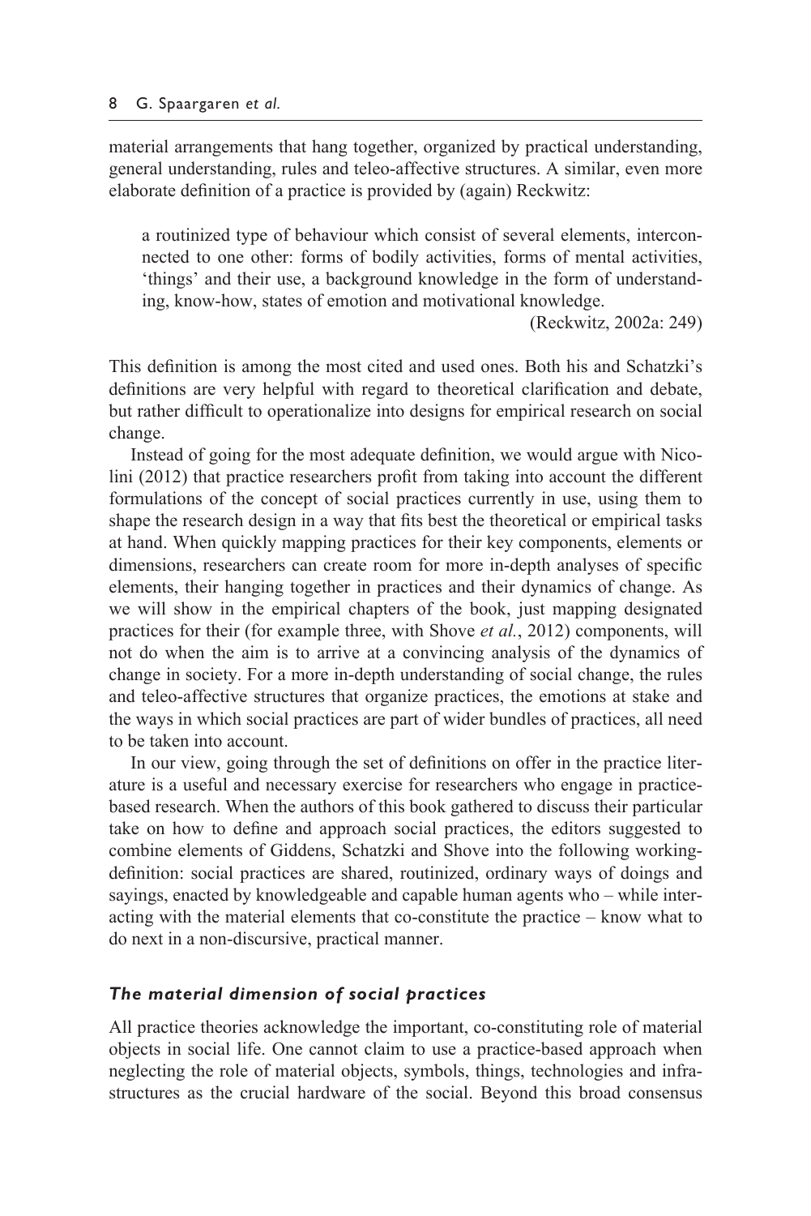material arrangements that hang together, organized by practical understanding, general understanding, rules and teleo-affective structures. A similar, even more elaborate definition of a practice is provided by (again) Reckwitz:

> a routinized type of behaviour which consist of several elements, interconnected to one other: forms of bodily activities, forms of mental activities, 'things' and their use, a background knowledge in the form of understanding, know-how, states of emotion and motivational knowledge.
>
> (Reckwitz, 2002a: 249)

This definition is among the most cited and used ones. Both his and Schatzki's definitions are very helpful with regard to theoretical clarification and debate, but rather difficult to operationalize into designs for empirical research on social change.

Instead of going for the most adequate definition, we would argue with Nicolini (2012) that practice researchers profit from taking into account the different formulations of the concept of social practices currently in use, using them to shape the research design in a way that fits best the theoretical or empirical tasks at hand. When quickly mapping practices for their key components, elements or dimensions, researchers can create room for more in-depth analyses of specific elements, their hanging together in practices and their dynamics of change. As we will show in the empirical chapters of the book, just mapping designated practices for their (for example three, with Shove *et al.*, 2012) components, will not do when the aim is to arrive at a convincing analysis of the dynamics of change in society. For a more in-depth understanding of social change, the rules and teleo-affective structures that organize practices, the emotions at stake and the ways in which social practices are part of wider bundles of practices, all need to be taken into account.

In our view, going through the set of definitions on offer in the practice literature is a useful and necessary exercise for researchers who engage in practice-based research. When the authors of this book gathered to discuss their particular take on how to define and approach social practices, the editors suggested to combine elements of Giddens, Schatzki and Shove into the following working-definition: social practices are shared, routinized, ordinary ways of doings and sayings, enacted by knowledgeable and capable human agents who – while interacting with the material elements that co-constitute the practice – know what to do next in a non-discursive, practical manner.

### *The material dimension of social practices*

All practice theories acknowledge the important, co-constituting role of material objects in social life. One cannot claim to use a practice-based approach when neglecting the role of material objects, symbols, things, technologies and infrastructures as the crucial hardware of the social. Beyond this broad consensus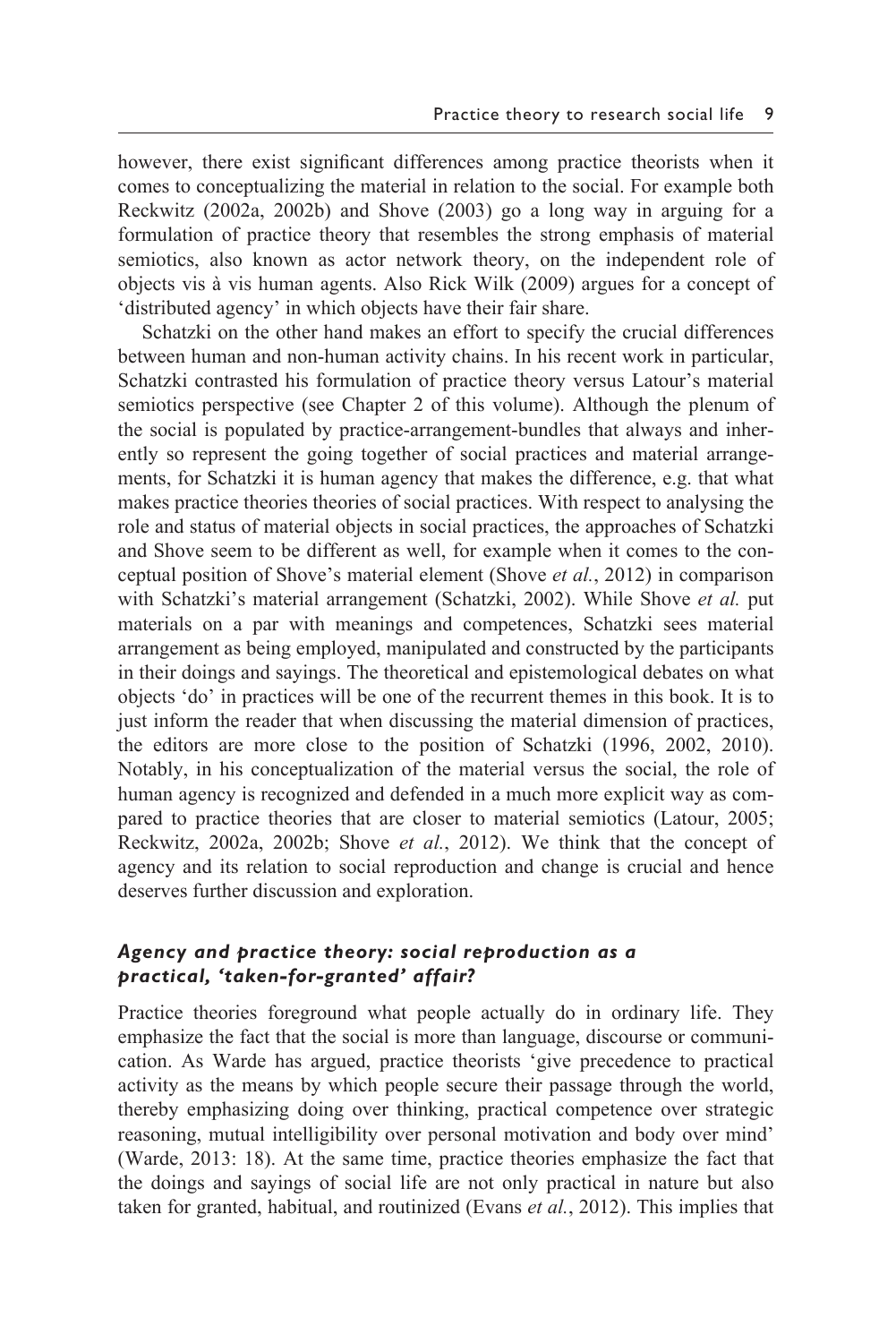however, there exist significant differences among practice theorists when it comes to conceptualizing the material in relation to the social. For example both Reckwitz (2002a, 2002b) and Shove (2003) go a long way in arguing for a formulation of practice theory that resembles the strong emphasis of material semiotics, also known as actor network theory, on the independent role of objects vis à vis human agents. Also Rick Wilk (2009) argues for a concept of 'distributed agency' in which objects have their fair share.

Schatzki on the other hand makes an effort to specify the crucial differences between human and non-human activity chains. In his recent work in particular, Schatzki contrasted his formulation of practice theory versus Latour's material semiotics perspective (see Chapter 2 of this volume). Although the plenum of the social is populated by practice-arrangement-bundles that always and inherently so represent the going together of social practices and material arrangements, for Schatzki it is human agency that makes the difference, e.g. that what makes practice theories theories of social practices. With respect to analysing the role and status of material objects in social practices, the approaches of Schatzki and Shove seem to be different as well, for example when it comes to the conceptual position of Shove's material element (Shove *et al.*, 2012) in comparison with Schatzki's material arrangement (Schatzki, 2002). While Shove *et al.* put materials on a par with meanings and competences, Schatzki sees material arrangement as being employed, manipulated and constructed by the participants in their doings and sayings. The theoretical and epistemological debates on what objects 'do' in practices will be one of the recurrent themes in this book. It is to just inform the reader that when discussing the material dimension of practices, the editors are more close to the position of Schatzki (1996, 2002, 2010). Notably, in his conceptualization of the material versus the social, the role of human agency is recognized and defended in a much more explicit way as compared to practice theories that are closer to material semiotics (Latour, 2005; Reckwitz, 2002a, 2002b; Shove *et al.*, 2012). We think that the concept of agency and its relation to social reproduction and change is crucial and hence deserves further discussion and exploration.

### *Agency and practice theory: social reproduction as a practical, 'taken-for-granted' affair?*

Practice theories foreground what people actually do in ordinary life. They emphasize the fact that the social is more than language, discourse or communication. As Warde has argued, practice theorists 'give precedence to practical activity as the means by which people secure their passage through the world, thereby emphasizing doing over thinking, practical competence over strategic reasoning, mutual intelligibility over personal motivation and body over mind' (Warde, 2013: 18). At the same time, practice theories emphasize the fact that the doings and sayings of social life are not only practical in nature but also taken for granted, habitual, and routinized (Evans *et al.*, 2012). This implies that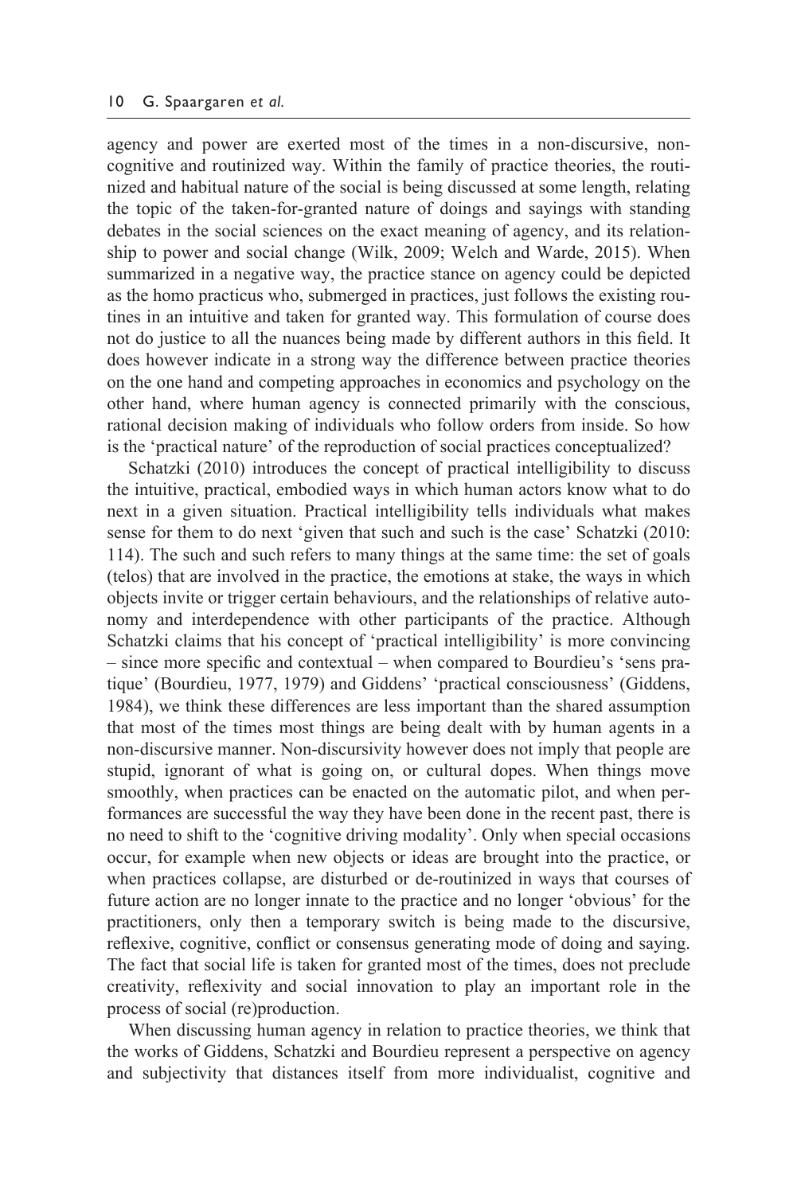agency and power are exerted most of the times in a non-discursive, non-cognitive and routinized way. Within the family of practice theories, the routinized and habitual nature of the social is being discussed at some length, relating the topic of the taken-for-granted nature of doings and sayings with standing debates in the social sciences on the exact meaning of agency, and its relationship to power and social change (Wilk, 2009; Welch and Warde, 2015). When summarized in a negative way, the practice stance on agency could be depicted as the homo practicus who, submerged in practices, just follows the existing routines in an intuitive and taken for granted way. This formulation of course does not do justice to all the nuances being made by different authors in this field. It does however indicate in a strong way the difference between practice theories on the one hand and competing approaches in economics and psychology on the other hand, where human agency is connected primarily with the conscious, rational decision making of individuals who follow orders from inside. So how is the 'practical nature' of the reproduction of social practices conceptualized?

Schatzki (2010) introduces the concept of practical intelligibility to discuss the intuitive, practical, embodied ways in which human actors know what to do next in a given situation. Practical intelligibility tells individuals what makes sense for them to do next 'given that such and such is the case' Schatzki (2010: 114). The such and such refers to many things at the same time: the set of goals (telos) that are involved in the practice, the emotions at stake, the ways in which objects invite or trigger certain behaviours, and the relationships of relative autonomy and interdependence with other participants of the practice. Although Schatzki claims that his concept of 'practical intelligibility' is more convincing – since more specific and contextual – when compared to Bourdieu's 'sens pratique' (Bourdieu, 1977, 1979) and Giddens' 'practical consciousness' (Giddens, 1984), we think these differences are less important than the shared assumption that most of the times most things are being dealt with by human agents in a non-discursive manner. Non-discursivity however does not imply that people are stupid, ignorant of what is going on, or cultural dopes. When things move smoothly, when practices can be enacted on the automatic pilot, and when performances are successful the way they have been done in the recent past, there is no need to shift to the 'cognitive driving modality'. Only when special occasions occur, for example when new objects or ideas are brought into the practice, or when practices collapse, are disturbed or de-routinized in ways that courses of future action are no longer innate to the practice and no longer 'obvious' for the practitioners, only then a temporary switch is being made to the discursive, reflexive, cognitive, conflict or consensus generating mode of doing and saying. The fact that social life is taken for granted most of the times, does not preclude creativity, reflexivity and social innovation to play an important role in the process of social (re)production.

When discussing human agency in relation to practice theories, we think that the works of Giddens, Schatzki and Bourdieu represent a perspective on agency and subjectivity that distances itself from more individualist, cognitive and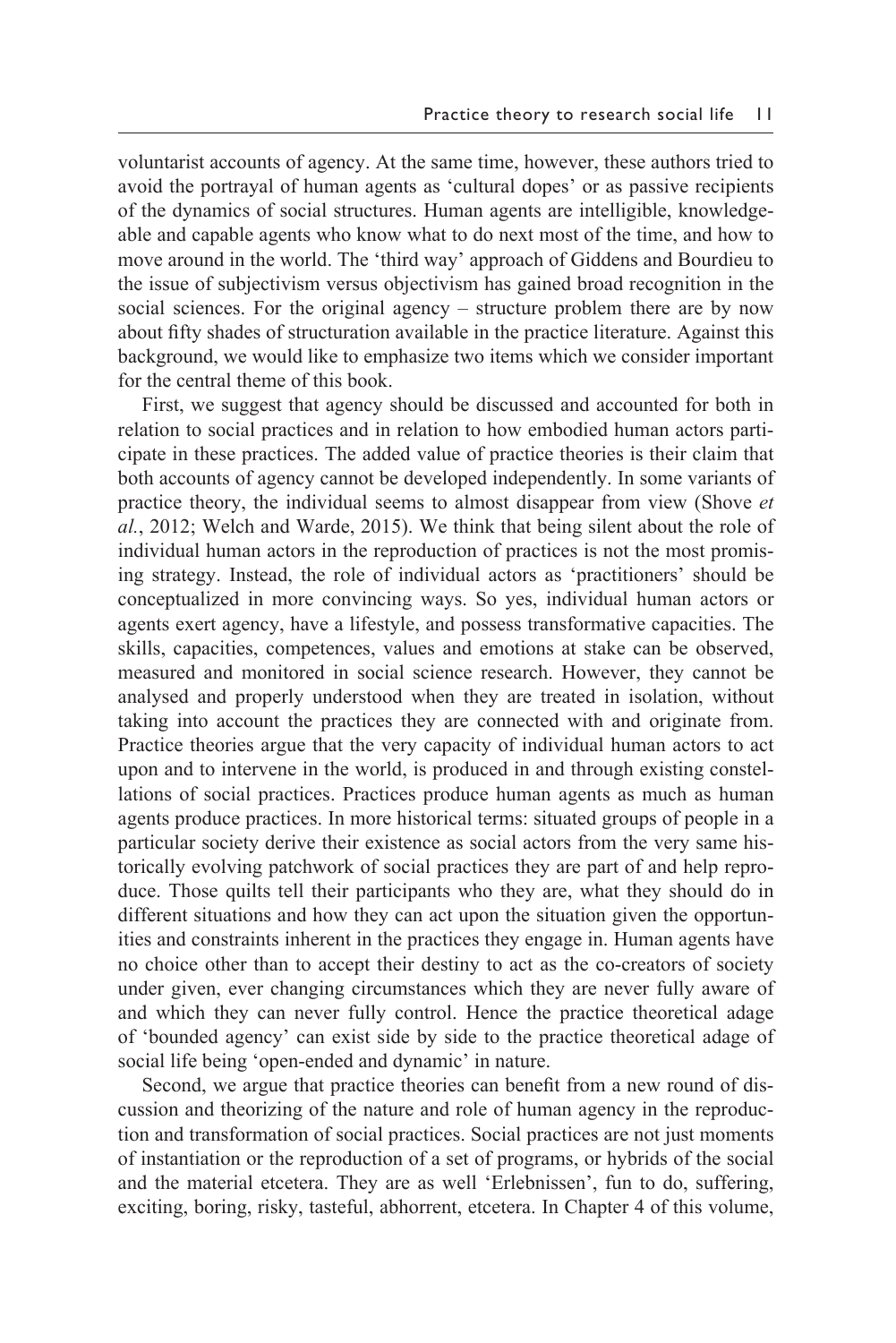voluntarist accounts of agency. At the same time, however, these authors tried to avoid the portrayal of human agents as 'cultural dopes' or as passive recipients of the dynamics of social structures. Human agents are intelligible, knowledgeable and capable agents who know what to do next most of the time, and how to move around in the world. The 'third way' approach of Giddens and Bourdieu to the issue of subjectivism versus objectivism has gained broad recognition in the social sciences. For the original agency – structure problem there are by now about fifty shades of structuration available in the practice literature. Against this background, we would like to emphasize two items which we consider important for the central theme of this book.

First, we suggest that agency should be discussed and accounted for both in relation to social practices and in relation to how embodied human actors participate in these practices. The added value of practice theories is their claim that both accounts of agency cannot be developed independently. In some variants of practice theory, the individual seems to almost disappear from view (Shove *et al.*, 2012; Welch and Warde, 2015). We think that being silent about the role of individual human actors in the reproduction of practices is not the most promising strategy. Instead, the role of individual actors as 'practitioners' should be conceptualized in more convincing ways. So yes, individual human actors or agents exert agency, have a lifestyle, and possess transformative capacities. The skills, capacities, competences, values and emotions at stake can be observed, measured and monitored in social science research. However, they cannot be analysed and properly understood when they are treated in isolation, without taking into account the practices they are connected with and originate from. Practice theories argue that the very capacity of individual human actors to act upon and to intervene in the world, is produced in and through existing constellations of social practices. Practices produce human agents as much as human agents produce practices. In more historical terms: situated groups of people in a particular society derive their existence as social actors from the very same historically evolving patchwork of social practices they are part of and help reproduce. Those quilts tell their participants who they are, what they should do in different situations and how they can act upon the situation given the opportunities and constraints inherent in the practices they engage in. Human agents have no choice other than to accept their destiny to act as the co-creators of society under given, ever changing circumstances which they are never fully aware of and which they can never fully control. Hence the practice theoretical adage of 'bounded agency' can exist side by side to the practice theoretical adage of social life being 'open-ended and dynamic' in nature.

Second, we argue that practice theories can benefit from a new round of discussion and theorizing of the nature and role of human agency in the reproduction and transformation of social practices. Social practices are not just moments of instantiation or the reproduction of a set of programs, or hybrids of the social and the material etcetera. They are as well 'Erlebnissen', fun to do, suffering, exciting, boring, risky, tasteful, abhorrent, etcetera. In Chapter 4 of this volume,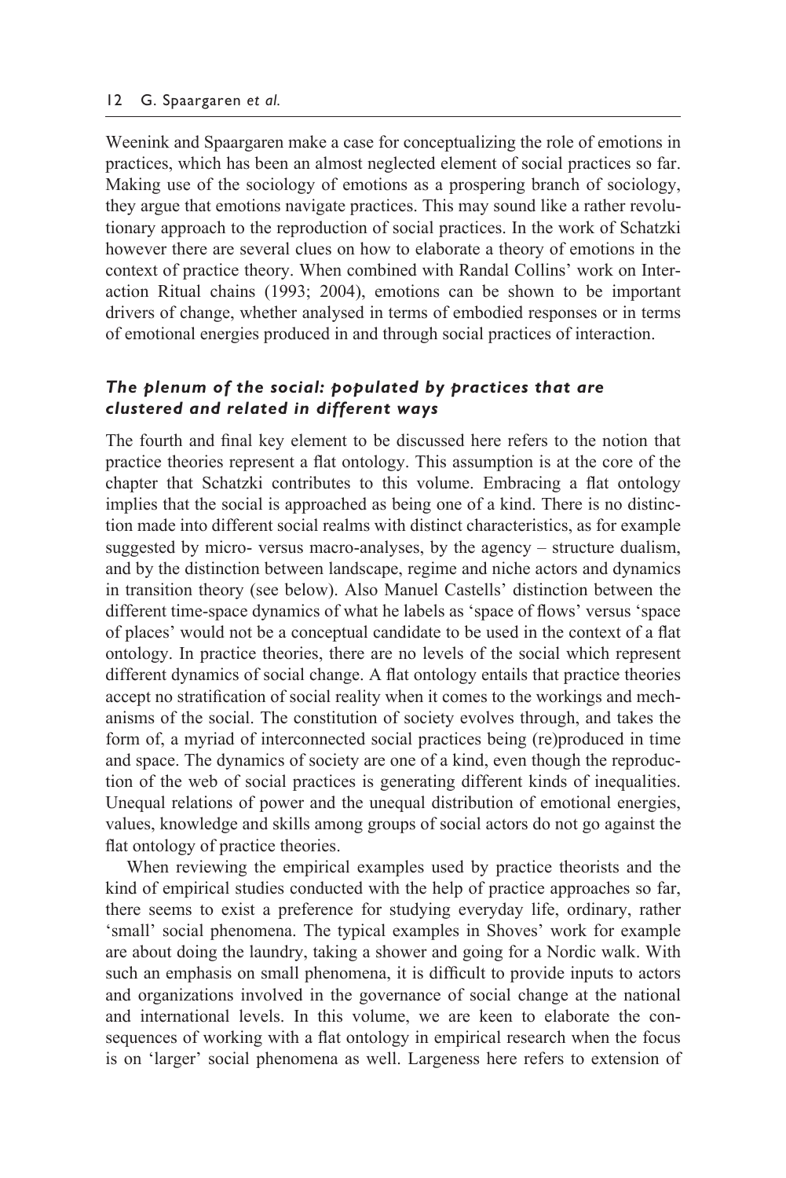Weenink and Spaargaren make a case for conceptualizing the role of emotions in practices, which has been an almost neglected element of social practices so far. Making use of the sociology of emotions as a prospering branch of sociology, they argue that emotions navigate practices. This may sound like a rather revolutionary approach to the reproduction of social practices. In the work of Schatzki however there are several clues on how to elaborate a theory of emotions in the context of practice theory. When combined with Randal Collins' work on Interaction Ritual chains (1993; 2004), emotions can be shown to be important drivers of change, whether analysed in terms of embodied responses or in terms of emotional energies produced in and through social practices of interaction.

### *The plenum of the social: populated by practices that are clustered and related in different ways*

The fourth and final key element to be discussed here refers to the notion that practice theories represent a flat ontology. This assumption is at the core of the chapter that Schatzki contributes to this volume. Embracing a flat ontology implies that the social is approached as being one of a kind. There is no distinction made into different social realms with distinct characteristics, as for example suggested by micro- versus macro-analyses, by the agency – structure dualism, and by the distinction between landscape, regime and niche actors and dynamics in transition theory (see below). Also Manuel Castells' distinction between the different time-space dynamics of what he labels as 'space of flows' versus 'space of places' would not be a conceptual candidate to be used in the context of a flat ontology. In practice theories, there are no levels of the social which represent different dynamics of social change. A flat ontology entails that practice theories accept no stratification of social reality when it comes to the workings and mechanisms of the social. The constitution of society evolves through, and takes the form of, a myriad of interconnected social practices being (re)produced in time and space. The dynamics of society are one of a kind, even though the reproduction of the web of social practices is generating different kinds of inequalities. Unequal relations of power and the unequal distribution of emotional energies, values, knowledge and skills among groups of social actors do not go against the flat ontology of practice theories.

When reviewing the empirical examples used by practice theorists and the kind of empirical studies conducted with the help of practice approaches so far, there seems to exist a preference for studying everyday life, ordinary, rather 'small' social phenomena. The typical examples in Shoves' work for example are about doing the laundry, taking a shower and going for a Nordic walk. With such an emphasis on small phenomena, it is difficult to provide inputs to actors and organizations involved in the governance of social change at the national and international levels. In this volume, we are keen to elaborate the consequences of working with a flat ontology in empirical research when the focus is on 'larger' social phenomena as well. Largeness here refers to extension of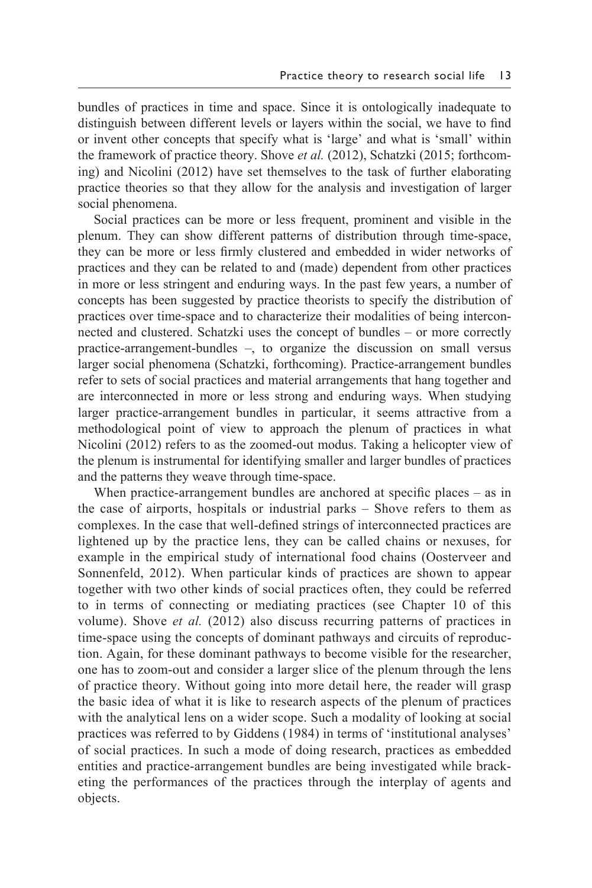bundles of practices in time and space. Since it is ontologically inadequate to distinguish between different levels or layers within the social, we have to find or invent other concepts that specify what is 'large' and what is 'small' within the framework of practice theory. Shove *et al.* (2012), Schatzki (2015; forthcoming) and Nicolini (2012) have set themselves to the task of further elaborating practice theories so that they allow for the analysis and investigation of larger social phenomena.

Social practices can be more or less frequent, prominent and visible in the plenum. They can show different patterns of distribution through time-space, they can be more or less firmly clustered and embedded in wider networks of practices and they can be related to and (made) dependent from other practices in more or less stringent and enduring ways. In the past few years, a number of concepts has been suggested by practice theorists to specify the distribution of practices over time-space and to characterize their modalities of being interconnected and clustered. Schatzki uses the concept of bundles – or more correctly practice-arrangement-bundles –, to organize the discussion on small versus larger social phenomena (Schatzki, forthcoming). Practice-arrangement bundles refer to sets of social practices and material arrangements that hang together and are interconnected in more or less strong and enduring ways. When studying larger practice-arrangement bundles in particular, it seems attractive from a methodological point of view to approach the plenum of practices in what Nicolini (2012) refers to as the zoomed-out modus. Taking a helicopter view of the plenum is instrumental for identifying smaller and larger bundles of practices and the patterns they weave through time-space.

When practice-arrangement bundles are anchored at specific places – as in the case of airports, hospitals or industrial parks – Shove refers to them as complexes. In the case that well-defined strings of interconnected practices are lightened up by the practice lens, they can be called chains or nexuses, for example in the empirical study of international food chains (Oosterveer and Sonnenfeld, 2012). When particular kinds of practices are shown to appear together with two other kinds of social practices often, they could be referred to in terms of connecting or mediating practices (see Chapter 10 of this volume). Shove *et al.* (2012) also discuss recurring patterns of practices in time-space using the concepts of dominant pathways and circuits of reproduction. Again, for these dominant pathways to become visible for the researcher, one has to zoom-out and consider a larger slice of the plenum through the lens of practice theory. Without going into more detail here, the reader will grasp the basic idea of what it is like to research aspects of the plenum of practices with the analytical lens on a wider scope. Such a modality of looking at social practices was referred to by Giddens (1984) in terms of 'institutional analyses' of social practices. In such a mode of doing research, practices as embedded entities and practice-arrangement bundles are being investigated while bracketing the performances of the practices through the interplay of agents and objects.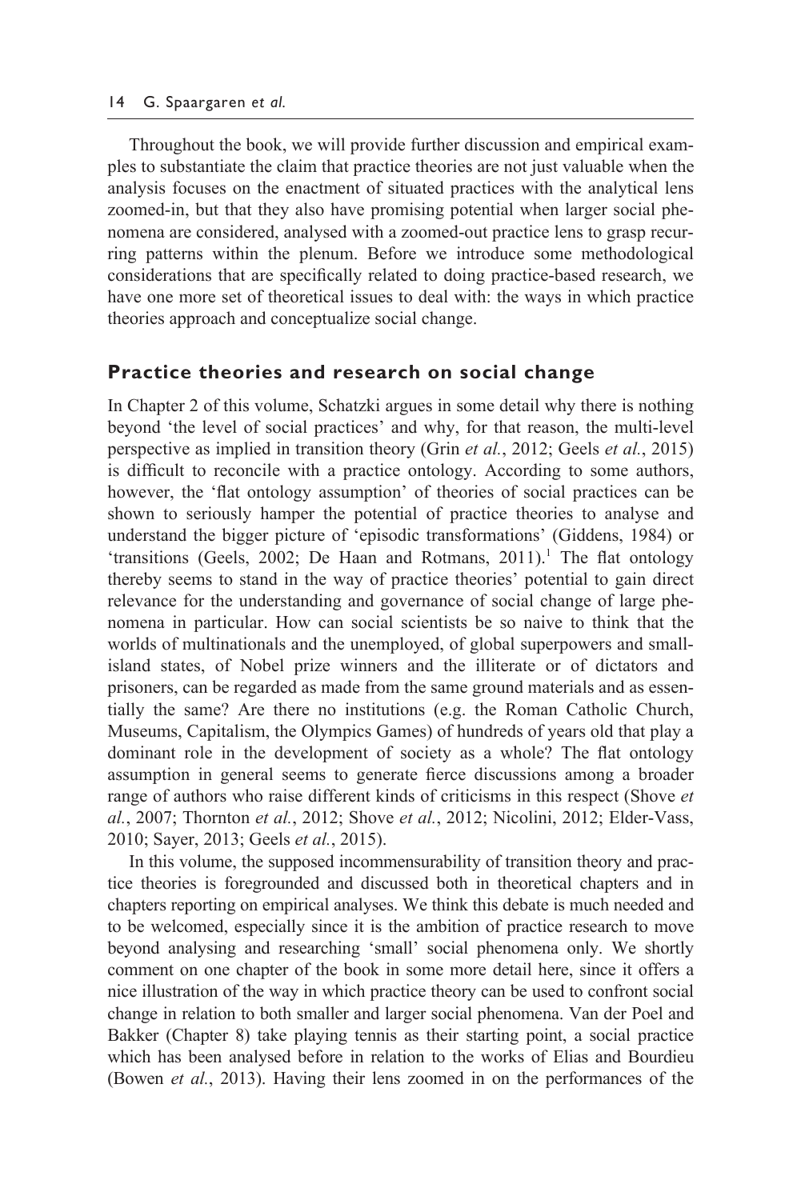Throughout the book, we will provide further discussion and empirical examples to substantiate the claim that practice theories are not just valuable when the analysis focuses on the enactment of situated practices with the analytical lens zoomed-in, but that they also have promising potential when larger social phenomena are considered, analysed with a zoomed-out practice lens to grasp recurring patterns within the plenum. Before we introduce some methodological considerations that are specifically related to doing practice-based research, we have one more set of theoretical issues to deal with: the ways in which practice theories approach and conceptualize social change.

## Practice theories and research on social change

In Chapter 2 of this volume, Schatzki argues in some detail why there is nothing beyond 'the level of social practices' and why, for that reason, the multi-level perspective as implied in transition theory (Grin *et al.*, 2012; Geels *et al.*, 2015) is difficult to reconcile with a practice ontology. According to some authors, however, the 'flat ontology assumption' of theories of social practices can be shown to seriously hamper the potential of practice theories to analyse and understand the bigger picture of 'episodic transformations' (Giddens, 1984) or 'transitions (Geels, 2002; De Haan and Rotmans, 2011).[1] The flat ontology thereby seems to stand in the way of practice theories' potential to gain direct relevance for the understanding and governance of social change of large phenomena in particular. How can social scientists be so naive to think that the worlds of multinationals and the unemployed, of global superpowers and small-island states, of Nobel prize winners and the illiterate or of dictators and prisoners, can be regarded as made from the same ground materials and as essentially the same? Are there no institutions (e.g. the Roman Catholic Church, Museums, Capitalism, the Olympics Games) of hundreds of years old that play a dominant role in the development of society as a whole? The flat ontology assumption in general seems to generate fierce discussions among a broader range of authors who raise different kinds of criticisms in this respect (Shove *et al.*, 2007; Thornton *et al.*, 2012; Shove *et al.*, 2012; Nicolini, 2012; Elder-Vass, 2010; Sayer, 2013; Geels *et al.*, 2015).

In this volume, the supposed incommensurability of transition theory and practice theories is foregrounded and discussed both in theoretical chapters and in chapters reporting on empirical analyses. We think this debate is much needed and to be welcomed, especially since it is the ambition of practice research to move beyond analysing and researching 'small' social phenomena only. We shortly comment on one chapter of the book in some more detail here, since it offers a nice illustration of the way in which practice theory can be used to confront social change in relation to both smaller and larger social phenomena. Van der Poel and Bakker (Chapter 8) take playing tennis as their starting point, a social practice which has been analysed before in relation to the works of Elias and Bourdieu (Bowen *et al.*, 2013). Having their lens zoomed in on the performances of the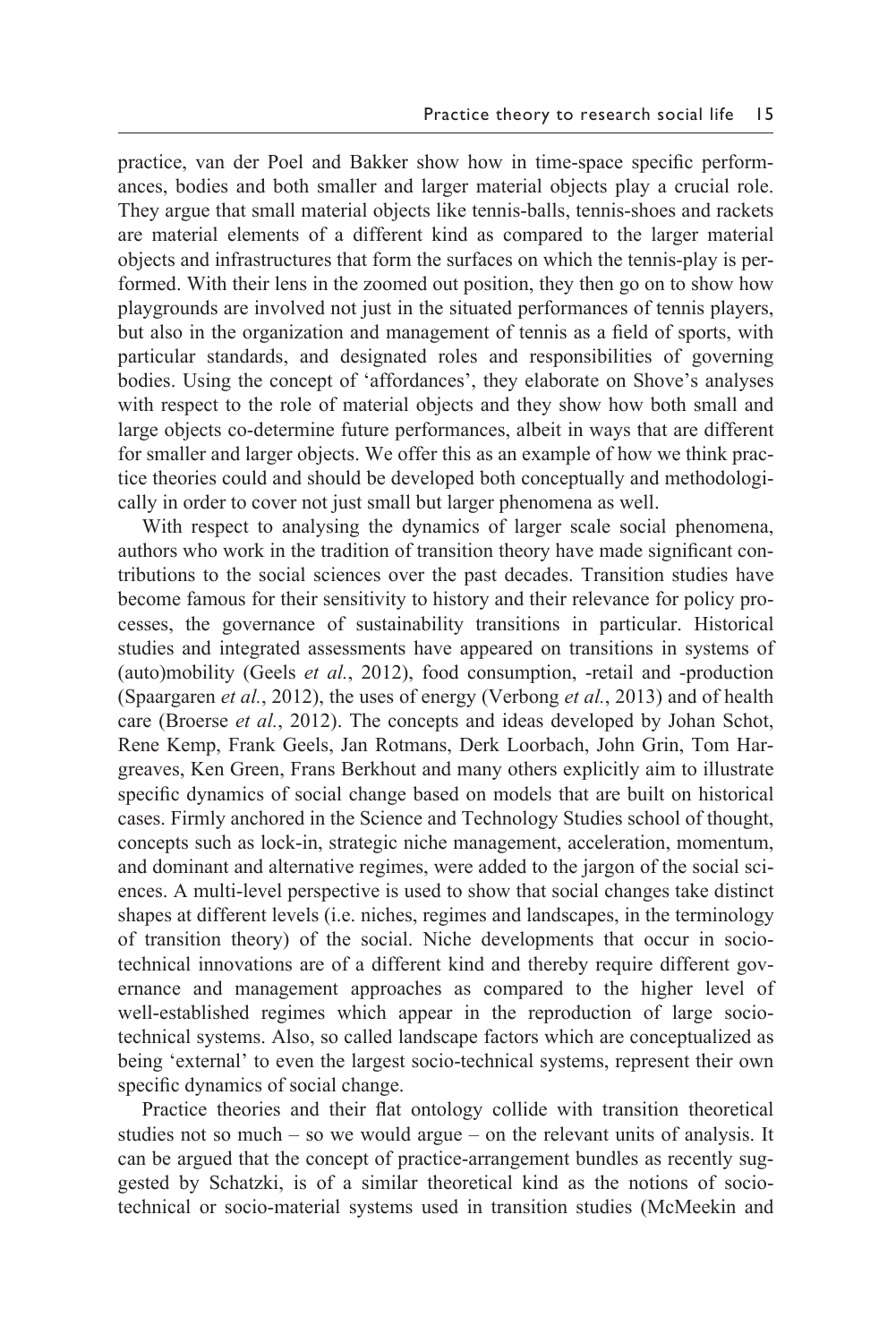practice, van der Poel and Bakker show how in time-space specific performances, bodies and both smaller and larger material objects play a crucial role. They argue that small material objects like tennis-balls, tennis-shoes and rackets are material elements of a different kind as compared to the larger material objects and infrastructures that form the surfaces on which the tennis-play is performed. With their lens in the zoomed out position, they then go on to show how playgrounds are involved not just in the situated performances of tennis players, but also in the organization and management of tennis as a field of sports, with particular standards, and designated roles and responsibilities of governing bodies. Using the concept of 'affordances', they elaborate on Shove's analyses with respect to the role of material objects and they show how both small and large objects co-determine future performances, albeit in ways that are different for smaller and larger objects. We offer this as an example of how we think practice theories could and should be developed both conceptually and methodologically in order to cover not just small but larger phenomena as well.

With respect to analysing the dynamics of larger scale social phenomena, authors who work in the tradition of transition theory have made significant contributions to the social sciences over the past decades. Transition studies have become famous for their sensitivity to history and their relevance for policy processes, the governance of sustainability transitions in particular. Historical studies and integrated assessments have appeared on transitions in systems of (auto)mobility (Geels *et al.*, 2012), food consumption, -retail and -production (Spaargaren *et al.*, 2012), the uses of energy (Verbong *et al.*, 2013) and of health care (Broerse *et al.*, 2012). The concepts and ideas developed by Johan Schot, Rene Kemp, Frank Geels, Jan Rotmans, Derk Loorbach, John Grin, Tom Hargreaves, Ken Green, Frans Berkhout and many others explicitly aim to illustrate specific dynamics of social change based on models that are built on historical cases. Firmly anchored in the Science and Technology Studies school of thought, concepts such as lock-in, strategic niche management, acceleration, momentum, and dominant and alternative regimes, were added to the jargon of the social sciences. A multi-level perspective is used to show that social changes take distinct shapes at different levels (i.e. niches, regimes and landscapes, in the terminology of transition theory) of the social. Niche developments that occur in socio-technical innovations are of a different kind and thereby require different governance and management approaches as compared to the higher level of well-established regimes which appear in the reproduction of large socio-technical systems. Also, so called landscape factors which are conceptualized as being 'external' to even the largest socio-technical systems, represent their own specific dynamics of social change.

Practice theories and their flat ontology collide with transition theoretical studies not so much – so we would argue – on the relevant units of analysis. It can be argued that the concept of practice-arrangement bundles as recently suggested by Schatzki, is of a similar theoretical kind as the notions of socio-technical or socio-material systems used in transition studies (McMeekin and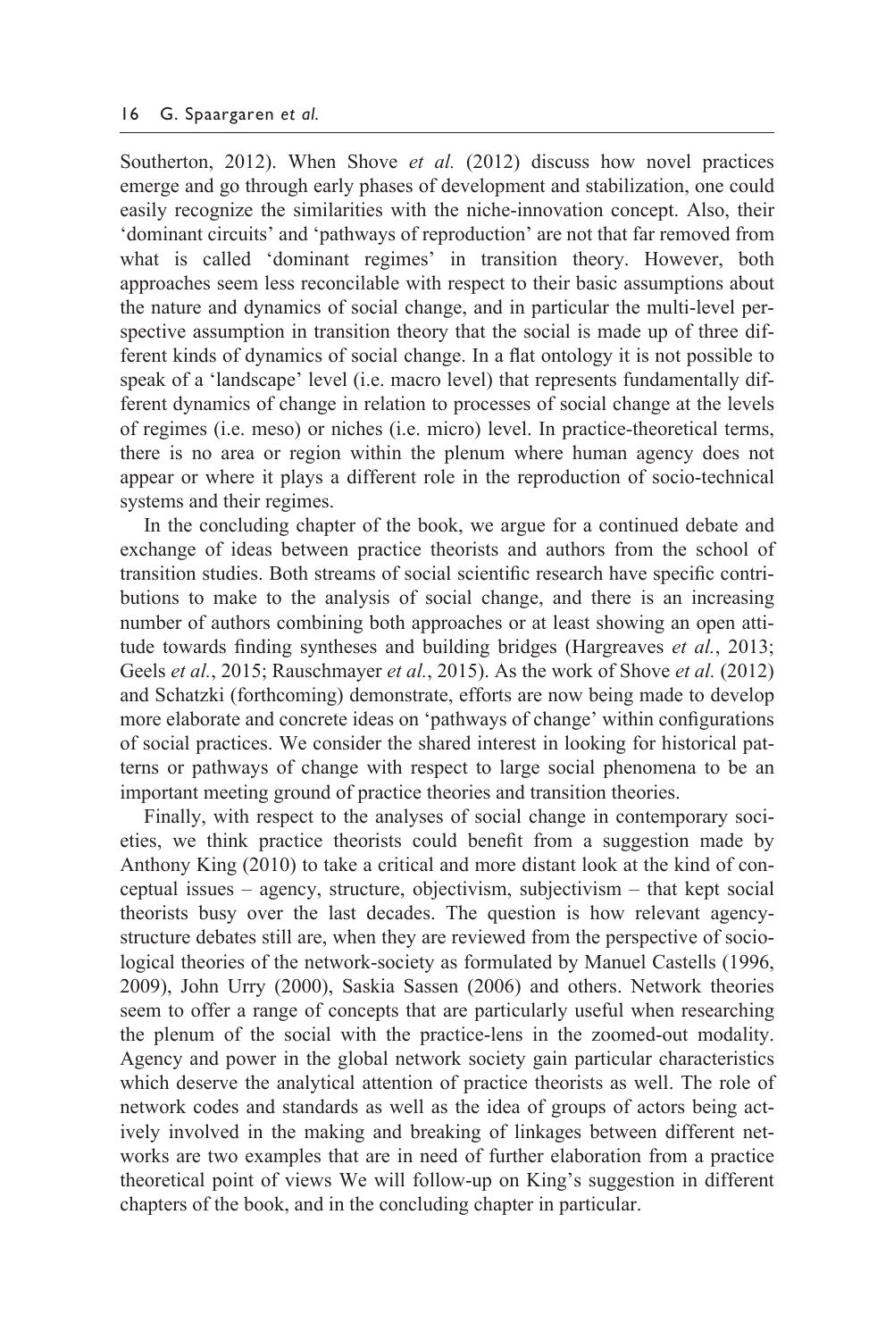Southerton, 2012). When Shove *et al.* (2012) discuss how novel practices emerge and go through early phases of development and stabilization, one could easily recognize the similarities with the niche-innovation concept. Also, their 'dominant circuits' and 'pathways of reproduction' are not that far removed from what is called 'dominant regimes' in transition theory. However, both approaches seem less reconcilable with respect to their basic assumptions about the nature and dynamics of social change, and in particular the multi-level perspective assumption in transition theory that the social is made up of three different kinds of dynamics of social change. In a flat ontology it is not possible to speak of a 'landscape' level (i.e. macro level) that represents fundamentally different dynamics of change in relation to processes of social change at the levels of regimes (i.e. meso) or niches (i.e. micro) level. In practice-theoretical terms, there is no area or region within the plenum where human agency does not appear or where it plays a different role in the reproduction of socio-technical systems and their regimes.

In the concluding chapter of the book, we argue for a continued debate and exchange of ideas between practice theorists and authors from the school of transition studies. Both streams of social scientific research have specific contributions to make to the analysis of social change, and there is an increasing number of authors combining both approaches or at least showing an open attitude towards finding syntheses and building bridges (Hargreaves *et al.*, 2013; Geels *et al.*, 2015; Rauschmayer *et al.*, 2015). As the work of Shove *et al.* (2012) and Schatzki (forthcoming) demonstrate, efforts are now being made to develop more elaborate and concrete ideas on 'pathways of change' within configurations of social practices. We consider the shared interest in looking for historical patterns or pathways of change with respect to large social phenomena to be an important meeting ground of practice theories and transition theories.

Finally, with respect to the analyses of social change in contemporary societies, we think practice theorists could benefit from a suggestion made by Anthony King (2010) to take a critical and more distant look at the kind of conceptual issues – agency, structure, objectivism, subjectivism – that kept social theorists busy over the last decades. The question is how relevant agency-structure debates still are, when they are reviewed from the perspective of sociological theories of the network-society as formulated by Manuel Castells (1996, 2009), John Urry (2000), Saskia Sassen (2006) and others. Network theories seem to offer a range of concepts that are particularly useful when researching the plenum of the social with the practice-lens in the zoomed-out modality. Agency and power in the global network society gain particular characteristics which deserve the analytical attention of practice theorists as well. The role of network codes and standards as well as the idea of groups of actors being actively involved in the making and breaking of linkages between different networks are two examples that are in need of further elaboration from a practice theoretical point of views We will follow-up on King's suggestion in different chapters of the book, and in the concluding chapter in particular.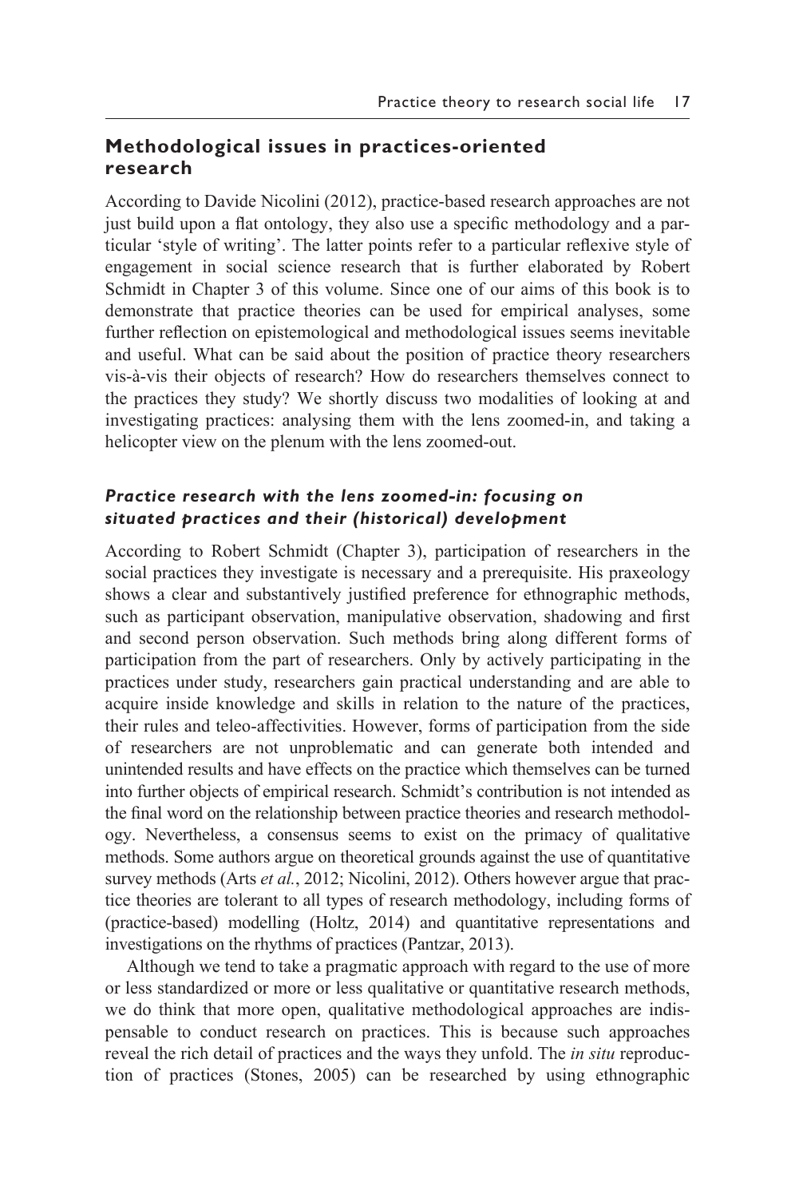## Methodological issues in practices-oriented research

According to Davide Nicolini (2012), practice-based research approaches are not just build upon a flat ontology, they also use a specific methodology and a particular 'style of writing'. The latter points refer to a particular reflexive style of engagement in social science research that is further elaborated by Robert Schmidt in Chapter 3 of this volume. Since one of our aims of this book is to demonstrate that practice theories can be used for empirical analyses, some further reflection on epistemological and methodological issues seems inevitable and useful. What can be said about the position of practice theory researchers vis-à-vis their objects of research? How do researchers themselves connect to the practices they study? We shortly discuss two modalities of looking at and investigating practices: analysing them with the lens zoomed-in, and taking a helicopter view on the plenum with the lens zoomed-out.

### *Practice research with the lens zoomed-in: focusing on situated practices and their (historical) development*

According to Robert Schmidt (Chapter 3), participation of researchers in the social practices they investigate is necessary and a prerequisite. His praxeology shows a clear and substantively justified preference for ethnographic methods, such as participant observation, manipulative observation, shadowing and first and second person observation. Such methods bring along different forms of participation from the part of researchers. Only by actively participating in the practices under study, researchers gain practical understanding and are able to acquire inside knowledge and skills in relation to the nature of the practices, their rules and teleo-affectivities. However, forms of participation from the side of researchers are not unproblematic and can generate both intended and unintended results and have effects on the practice which themselves can be turned into further objects of empirical research. Schmidt's contribution is not intended as the final word on the relationship between practice theories and research methodology. Nevertheless, a consensus seems to exist on the primacy of qualitative methods. Some authors argue on theoretical grounds against the use of quantitative survey methods (Arts *et al.*, 2012; Nicolini, 2012). Others however argue that practice theories are tolerant to all types of research methodology, including forms of (practice-based) modelling (Holtz, 2014) and quantitative representations and investigations on the rhythms of practices (Pantzar, 2013).

Although we tend to take a pragmatic approach with regard to the use of more or less standardized or more or less qualitative or quantitative research methods, we do think that more open, qualitative methodological approaches are indispensable to conduct research on practices. This is because such approaches reveal the rich detail of practices and the ways they unfold. The *in situ* reproduction of practices (Stones, 2005) can be researched by using ethnographic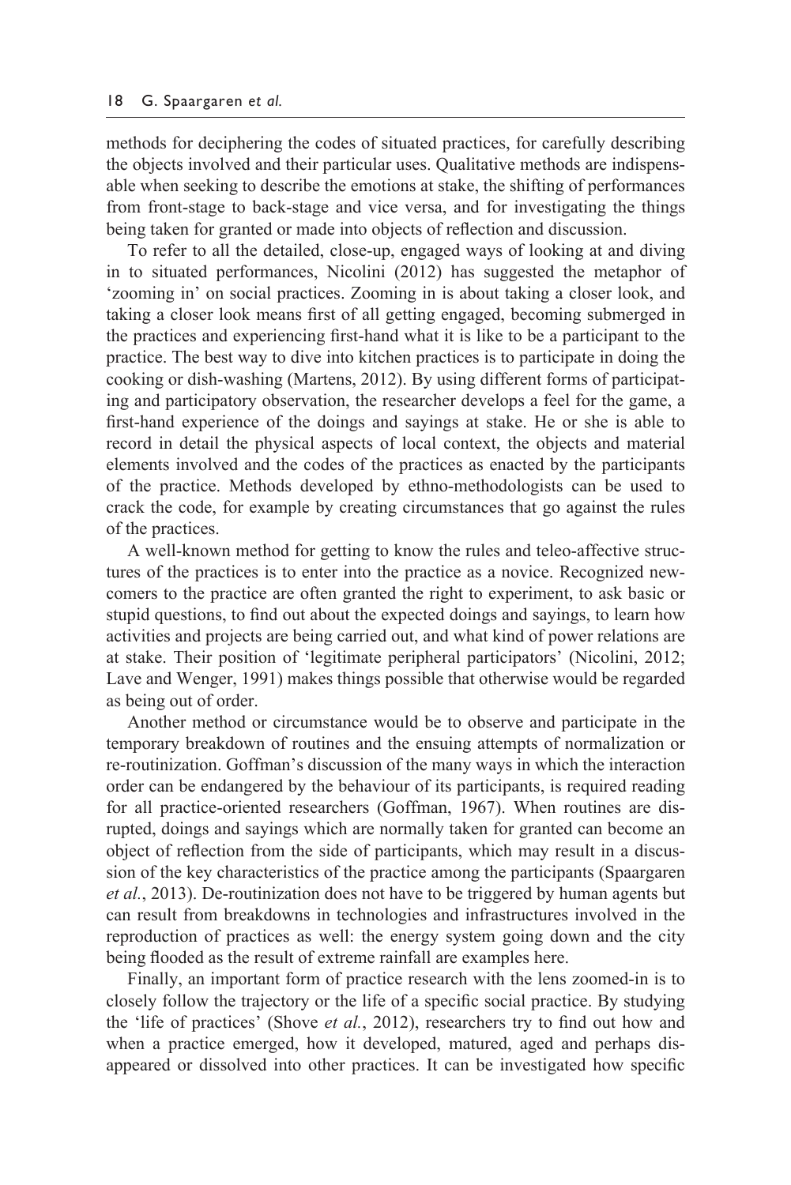methods for deciphering the codes of situated practices, for carefully describing the objects involved and their particular uses. Qualitative methods are indispensable when seeking to describe the emotions at stake, the shifting of performances from front-stage to back-stage and vice versa, and for investigating the things being taken for granted or made into objects of reflection and discussion.

To refer to all the detailed, close-up, engaged ways of looking at and diving in to situated performances, Nicolini (2012) has suggested the metaphor of 'zooming in' on social practices. Zooming in is about taking a closer look, and taking a closer look means first of all getting engaged, becoming submerged in the practices and experiencing first-hand what it is like to be a participant to the practice. The best way to dive into kitchen practices is to participate in doing the cooking or dish-washing (Martens, 2012). By using different forms of participating and participatory observation, the researcher develops a feel for the game, a first-hand experience of the doings and sayings at stake. He or she is able to record in detail the physical aspects of local context, the objects and material elements involved and the codes of the practices as enacted by the participants of the practice. Methods developed by ethno-methodologists can be used to crack the code, for example by creating circumstances that go against the rules of the practices.

A well-known method for getting to know the rules and teleo-affective structures of the practices is to enter into the practice as a novice. Recognized newcomers to the practice are often granted the right to experiment, to ask basic or stupid questions, to find out about the expected doings and sayings, to learn how activities and projects are being carried out, and what kind of power relations are at stake. Their position of 'legitimate peripheral participators' (Nicolini, 2012; Lave and Wenger, 1991) makes things possible that otherwise would be regarded as being out of order.

Another method or circumstance would be to observe and participate in the temporary breakdown of routines and the ensuing attempts of normalization or re-routinization. Goffman's discussion of the many ways in which the interaction order can be endangered by the behaviour of its participants, is required reading for all practice-oriented researchers (Goffman, 1967). When routines are disrupted, doings and sayings which are normally taken for granted can become an object of reflection from the side of participants, which may result in a discussion of the key characteristics of the practice among the participants (Spaargaren *et al.*, 2013). De-routinization does not have to be triggered by human agents but can result from breakdowns in technologies and infrastructures involved in the reproduction of practices as well: the energy system going down and the city being flooded as the result of extreme rainfall are examples here.

Finally, an important form of practice research with the lens zoomed-in is to closely follow the trajectory or the life of a specific social practice. By studying the 'life of practices' (Shove *et al.*, 2012), researchers try to find out how and when a practice emerged, how it developed, matured, aged and perhaps disappeared or dissolved into other practices. It can be investigated how specific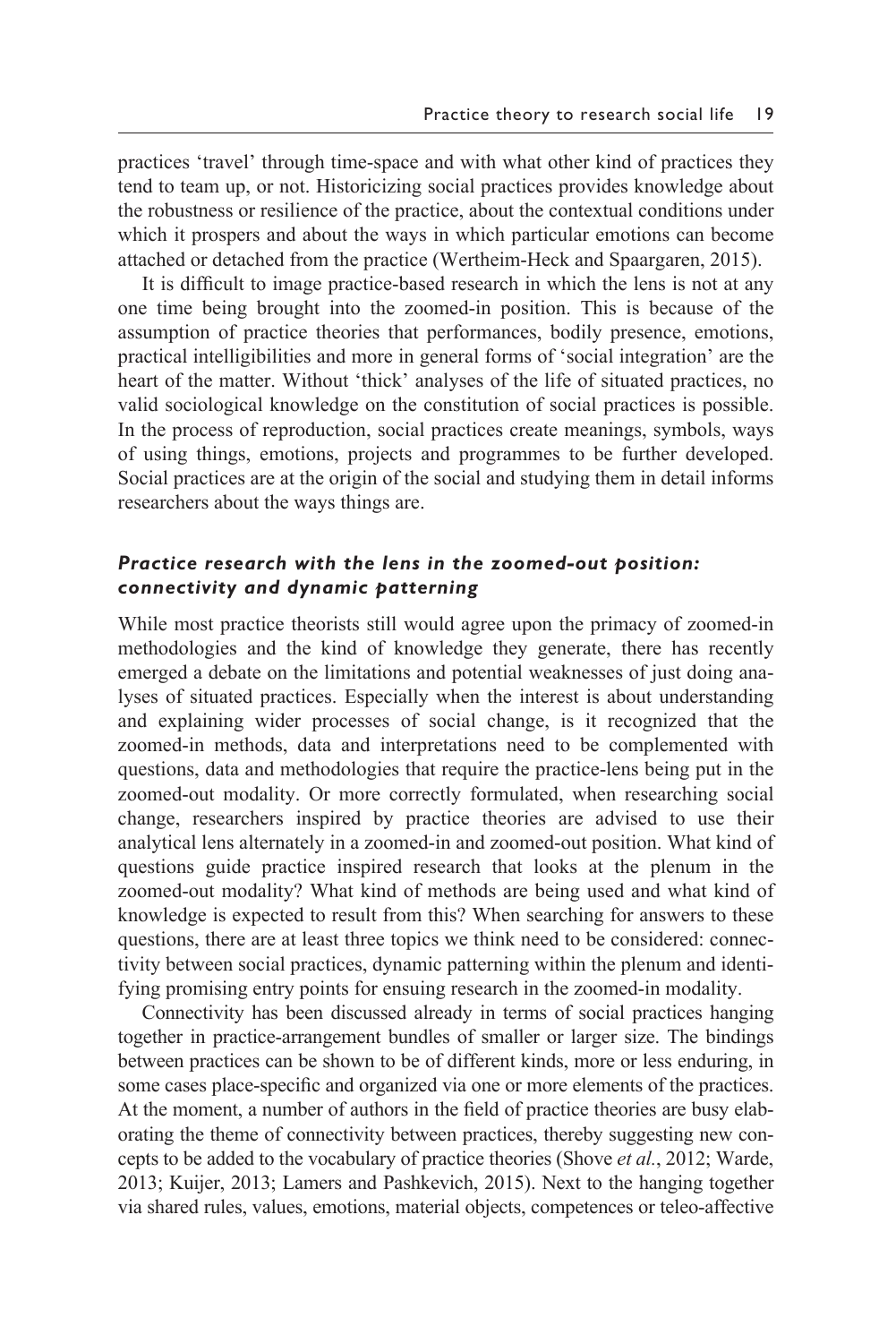practices 'travel' through time-space and with what other kind of practices they tend to team up, or not. Historicizing social practices provides knowledge about the robustness or resilience of the practice, about the contextual conditions under which it prospers and about the ways in which particular emotions can become attached or detached from the practice (Wertheim-Heck and Spaargaren, 2015).

It is difficult to image practice-based research in which the lens is not at any one time being brought into the zoomed-in position. This is because of the assumption of practice theories that performances, bodily presence, emotions, practical intelligibilities and more in general forms of 'social integration' are the heart of the matter. Without 'thick' analyses of the life of situated practices, no valid sociological knowledge on the constitution of social practices is possible. In the process of reproduction, social practices create meanings, symbols, ways of using things, emotions, projects and programmes to be further developed. Social practices are at the origin of the social and studying them in detail informs researchers about the ways things are.

### *Practice research with the lens in the zoomed-out position: connectivity and dynamic patterning*

While most practice theorists still would agree upon the primacy of zoomed-in methodologies and the kind of knowledge they generate, there has recently emerged a debate on the limitations and potential weaknesses of just doing analyses of situated practices. Especially when the interest is about understanding and explaining wider processes of social change, is it recognized that the zoomed-in methods, data and interpretations need to be complemented with questions, data and methodologies that require the practice-lens being put in the zoomed-out modality. Or more correctly formulated, when researching social change, researchers inspired by practice theories are advised to use their analytical lens alternately in a zoomed-in and zoomed-out position. What kind of questions guide practice inspired research that looks at the plenum in the zoomed-out modality? What kind of methods are being used and what kind of knowledge is expected to result from this? When searching for answers to these questions, there are at least three topics we think need to be considered: connectivity between social practices, dynamic patterning within the plenum and identifying promising entry points for ensuing research in the zoomed-in modality.

Connectivity has been discussed already in terms of social practices hanging together in practice-arrangement bundles of smaller or larger size. The bindings between practices can be shown to be of different kinds, more or less enduring, in some cases place-specific and organized via one or more elements of the practices. At the moment, a number of authors in the field of practice theories are busy elaborating the theme of connectivity between practices, thereby suggesting new concepts to be added to the vocabulary of practice theories (Shove *et al.*, 2012; Warde, 2013; Kuijer, 2013; Lamers and Pashkevich, 2015). Next to the hanging together via shared rules, values, emotions, material objects, competences or teleo-affective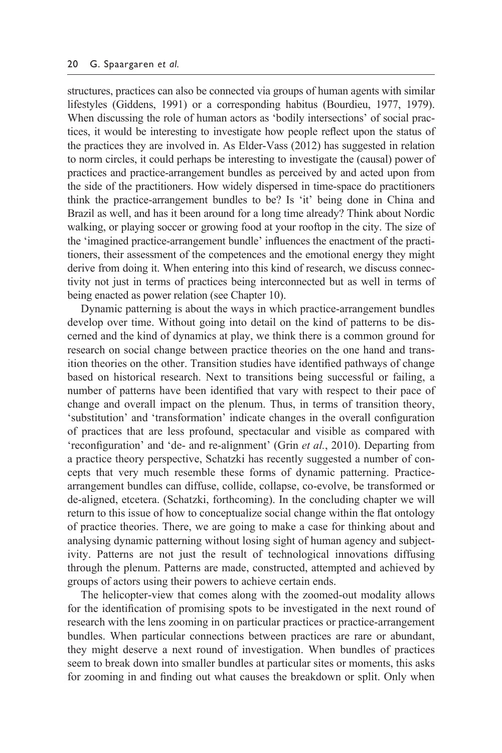structures, practices can also be connected via groups of human agents with similar lifestyles (Giddens, 1991) or a corresponding habitus (Bourdieu, 1977, 1979). When discussing the role of human actors as 'bodily intersections' of social practices, it would be interesting to investigate how people reflect upon the status of the practices they are involved in. As Elder-Vass (2012) has suggested in relation to norm circles, it could perhaps be interesting to investigate the (causal) power of practices and practice-arrangement bundles as perceived by and acted upon from the side of the practitioners. How widely dispersed in time-space do practitioners think the practice-arrangement bundles to be? Is 'it' being done in China and Brazil as well, and has it been around for a long time already? Think about Nordic walking, or playing soccer or growing food at your rooftop in the city. The size of the 'imagined practice-arrangement bundle' influences the enactment of the practitioners, their assessment of the competences and the emotional energy they might derive from doing it. When entering into this kind of research, we discuss connectivity not just in terms of practices being interconnected but as well in terms of being enacted as power relation (see Chapter 10).

Dynamic patterning is about the ways in which practice-arrangement bundles develop over time. Without going into detail on the kind of patterns to be discerned and the kind of dynamics at play, we think there is a common ground for research on social change between practice theories on the one hand and transition theories on the other. Transition studies have identified pathways of change based on historical research. Next to transitions being successful or failing, a number of patterns have been identified that vary with respect to their pace of change and overall impact on the plenum. Thus, in terms of transition theory, 'substitution' and 'transformation' indicate changes in the overall configuration of practices that are less profound, spectacular and visible as compared with 'reconfiguration' and 'de- and re-alignment' (Grin *et al.*, 2010). Departing from a practice theory perspective, Schatzki has recently suggested a number of concepts that very much resemble these forms of dynamic patterning. Practice-arrangement bundles can diffuse, collide, collapse, co-evolve, be transformed or de-aligned, etcetera. (Schatzki, forthcoming). In the concluding chapter we will return to this issue of how to conceptualize social change within the flat ontology of practice theories. There, we are going to make a case for thinking about and analysing dynamic patterning without losing sight of human agency and subjectivity. Patterns are not just the result of technological innovations diffusing through the plenum. Patterns are made, constructed, attempted and achieved by groups of actors using their powers to achieve certain ends.

The helicopter-view that comes along with the zoomed-out modality allows for the identification of promising spots to be investigated in the next round of research with the lens zooming in on particular practices or practice-arrangement bundles. When particular connections between practices are rare or abundant, they might deserve a next round of investigation. When bundles of practices seem to break down into smaller bundles at particular sites or moments, this asks for zooming in and finding out what causes the breakdown or split. Only when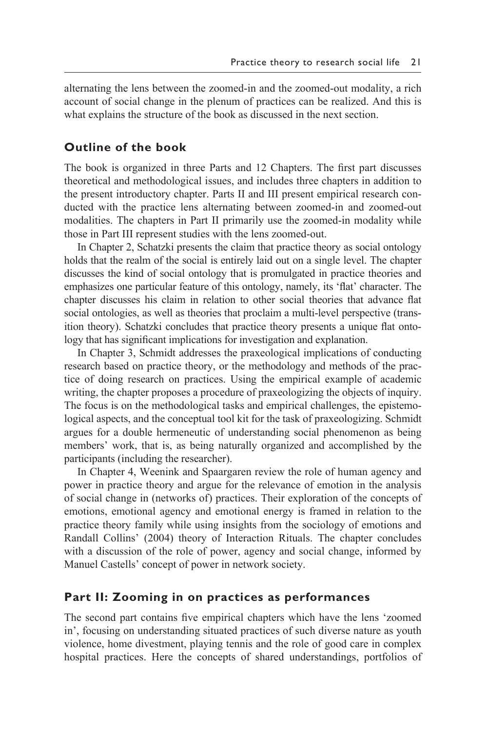alternating the lens between the zoomed-in and the zoomed-out modality, a rich account of social change in the plenum of practices can be realized. And this is what explains the structure of the book as discussed in the next section.

## Outline of the book

The book is organized in three Parts and 12 Chapters. The first part discusses theoretical and methodological issues, and includes three chapters in addition to the present introductory chapter. Parts II and III present empirical research conducted with the practice lens alternating between zoomed-in and zoomed-out modalities. The chapters in Part II primarily use the zoomed-in modality while those in Part III represent studies with the lens zoomed-out.

In Chapter 2, Schatzki presents the claim that practice theory as social ontology holds that the realm of the social is entirely laid out on a single level. The chapter discusses the kind of social ontology that is promulgated in practice theories and emphasizes one particular feature of this ontology, namely, its 'flat' character. The chapter discusses his claim in relation to other social theories that advance flat social ontologies, as well as theories that proclaim a multi-level perspective (transition theory). Schatzki concludes that practice theory presents a unique flat ontology that has significant implications for investigation and explanation.

In Chapter 3, Schmidt addresses the praxeological implications of conducting research based on practice theory, or the methodology and methods of the practice of doing research on practices. Using the empirical example of academic writing, the chapter proposes a procedure of praxeologizing the objects of inquiry. The focus is on the methodological tasks and empirical challenges, the epistemological aspects, and the conceptual tool kit for the task of praxeologizing. Schmidt argues for a double hermeneutic of understanding social phenomenon as being members' work, that is, as being naturally organized and accomplished by the participants (including the researcher).

In Chapter 4, Weenink and Spaargaren review the role of human agency and power in practice theory and argue for the relevance of emotion in the analysis of social change in (networks of) practices. Their exploration of the concepts of emotions, emotional agency and emotional energy is framed in relation to the practice theory family while using insights from the sociology of emotions and Randall Collins' (2004) theory of Interaction Rituals. The chapter concludes with a discussion of the role of power, agency and social change, informed by Manuel Castells' concept of power in network society.

## Part II: Zooming in on practices as performances

The second part contains five empirical chapters which have the lens 'zoomed in', focusing on understanding situated practices of such diverse nature as youth violence, home divestment, playing tennis and the role of good care in complex hospital practices. Here the concepts of shared understandings, portfolios of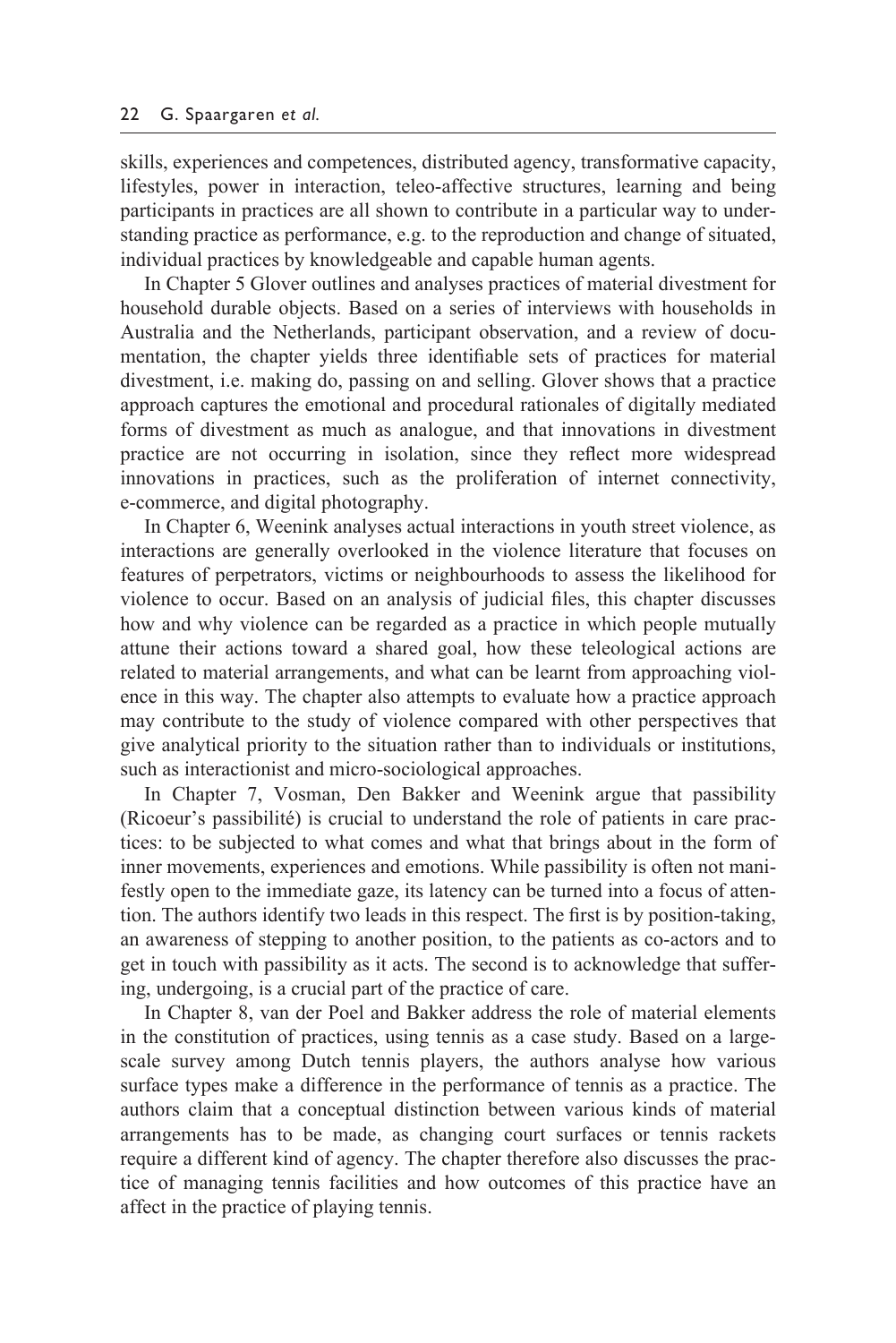skills, experiences and competences, distributed agency, transformative capacity, lifestyles, power in interaction, teleo-affective structures, learning and being participants in practices are all shown to contribute in a particular way to understanding practice as performance, e.g. to the reproduction and change of situated, individual practices by knowledgeable and capable human agents.

In Chapter 5 Glover outlines and analyses practices of material divestment for household durable objects. Based on a series of interviews with households in Australia and the Netherlands, participant observation, and a review of documentation, the chapter yields three identifiable sets of practices for material divestment, i.e. making do, passing on and selling. Glover shows that a practice approach captures the emotional and procedural rationales of digitally mediated forms of divestment as much as analogue, and that innovations in divestment practice are not occurring in isolation, since they reflect more widespread innovations in practices, such as the proliferation of internet connectivity, e-commerce, and digital photography.

In Chapter 6, Weenink analyses actual interactions in youth street violence, as interactions are generally overlooked in the violence literature that focuses on features of perpetrators, victims or neighbourhoods to assess the likelihood for violence to occur. Based on an analysis of judicial files, this chapter discusses how and why violence can be regarded as a practice in which people mutually attune their actions toward a shared goal, how these teleological actions are related to material arrangements, and what can be learnt from approaching violence in this way. The chapter also attempts to evaluate how a practice approach may contribute to the study of violence compared with other perspectives that give analytical priority to the situation rather than to individuals or institutions, such as interactionist and micro-sociological approaches.

In Chapter 7, Vosman, Den Bakker and Weenink argue that passibility (Ricoeur's passibilité) is crucial to understand the role of patients in care practices: to be subjected to what comes and what that brings about in the form of inner movements, experiences and emotions. While passibility is often not manifestly open to the immediate gaze, its latency can be turned into a focus of attention. The authors identify two leads in this respect. The first is by position-taking, an awareness of stepping to another position, to the patients as co-actors and to get in touch with passibility as it acts. The second is to acknowledge that suffering, undergoing, is a crucial part of the practice of care.

In Chapter 8, van der Poel and Bakker address the role of material elements in the constitution of practices, using tennis as a case study. Based on a large-scale survey among Dutch tennis players, the authors analyse how various surface types make a difference in the performance of tennis as a practice. The authors claim that a conceptual distinction between various kinds of material arrangements has to be made, as changing court surfaces or tennis rackets require a different kind of agency. The chapter therefore also discusses the practice of managing tennis facilities and how outcomes of this practice have an affect in the practice of playing tennis.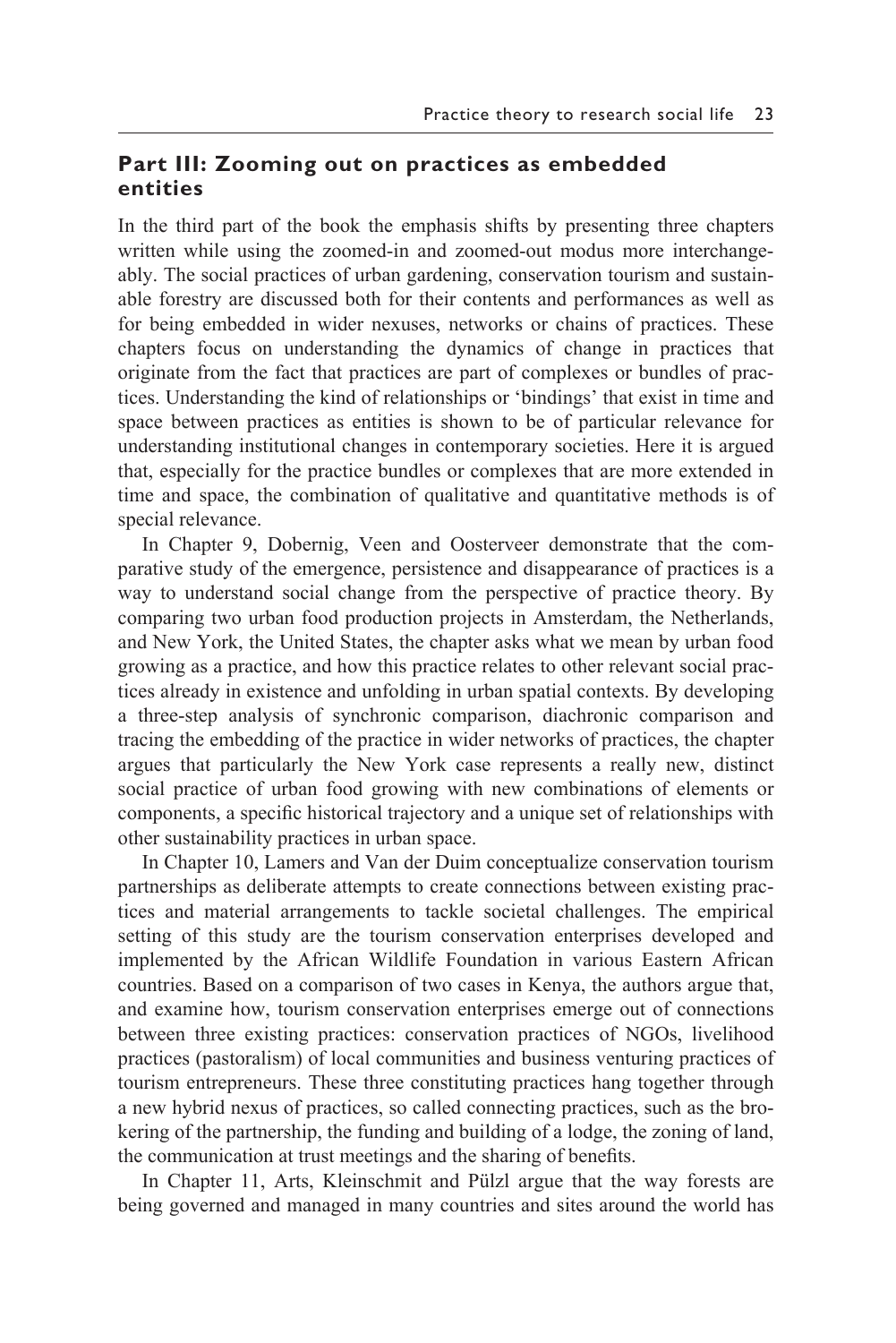## Part III: Zooming out on practices as embedded entities

In the third part of the book the emphasis shifts by presenting three chapters written while using the zoomed-in and zoomed-out modus more interchangeably. The social practices of urban gardening, conservation tourism and sustainable forestry are discussed both for their contents and performances as well as for being embedded in wider nexuses, networks or chains of practices. These chapters focus on understanding the dynamics of change in practices that originate from the fact that practices are part of complexes or bundles of practices. Understanding the kind of relationships or 'bindings' that exist in time and space between practices as entities is shown to be of particular relevance for understanding institutional changes in contemporary societies. Here it is argued that, especially for the practice bundles or complexes that are more extended in time and space, the combination of qualitative and quantitative methods is of special relevance.

In Chapter 9, Dobernig, Veen and Oosterveer demonstrate that the comparative study of the emergence, persistence and disappearance of practices is a way to understand social change from the perspective of practice theory. By comparing two urban food production projects in Amsterdam, the Netherlands, and New York, the United States, the chapter asks what we mean by urban food growing as a practice, and how this practice relates to other relevant social practices already in existence and unfolding in urban spatial contexts. By developing a three-step analysis of synchronic comparison, diachronic comparison and tracing the embedding of the practice in wider networks of practices, the chapter argues that particularly the New York case represents a really new, distinct social practice of urban food growing with new combinations of elements or components, a specific historical trajectory and a unique set of relationships with other sustainability practices in urban space.

In Chapter 10, Lamers and Van der Duim conceptualize conservation tourism partnerships as deliberate attempts to create connections between existing practices and material arrangements to tackle societal challenges. The empirical setting of this study are the tourism conservation enterprises developed and implemented by the African Wildlife Foundation in various Eastern African countries. Based on a comparison of two cases in Kenya, the authors argue that, and examine how, tourism conservation enterprises emerge out of connections between three existing practices: conservation practices of NGOs, livelihood practices (pastoralism) of local communities and business venturing practices of tourism entrepreneurs. These three constituting practices hang together through a new hybrid nexus of practices, so called connecting practices, such as the brokering of the partnership, the funding and building of a lodge, the zoning of land, the communication at trust meetings and the sharing of benefits.

In Chapter 11, Arts, Kleinschmit and Pülzl argue that the way forests are being governed and managed in many countries and sites around the world has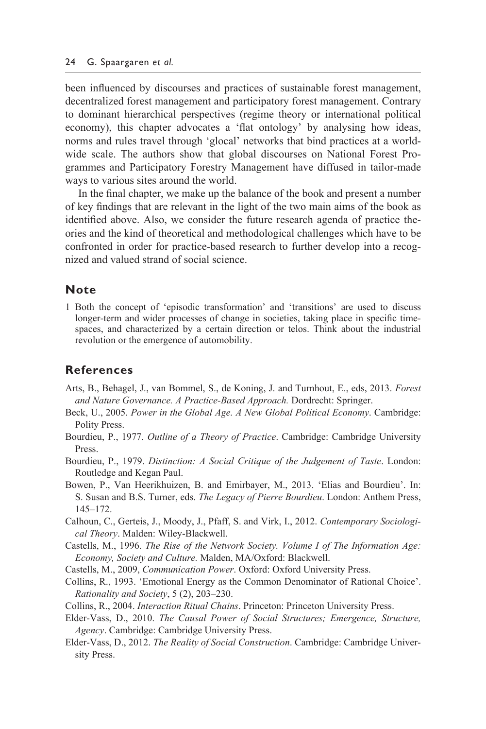been influenced by discourses and practices of sustainable forest management, decentralized forest management and participatory forest management. Contrary to dominant hierarchical perspectives (regime theory or international political economy), this chapter advocates a 'flat ontology' by analysing how ideas, norms and rules travel through 'glocal' networks that bind practices at a worldwide scale. The authors show that global discourses on National Forest Programmes and Participatory Forestry Management have diffused in tailor-made ways to various sites around the world.

In the final chapter, we make up the balance of the book and present a number of key findings that are relevant in the light of the two main aims of the book as identified above. Also, we consider the future research agenda of practice theories and the kind of theoretical and methodological challenges which have to be confronted in order for practice-based research to further develop into a recognized and valued strand of social science.

## Note

1 Both the concept of 'episodic transformation' and 'transitions' are used to discuss longer-term and wider processes of change in societies, taking place in specific time-spaces, and characterized by a certain direction or telos. Think about the industrial revolution or the emergence of automobility.

## References

Arts, B., Behagel, J., van Bommel, S., de Koning, J. and Turnhout, E., eds, 2013. *Forest and Nature Governance. A Practice-Based Approach.* Dordrecht: Springer.

Beck, U., 2005. *Power in the Global Age. A New Global Political Economy*. Cambridge: Polity Press.

Bourdieu, P., 1977. *Outline of a Theory of Practice*. Cambridge: Cambridge University Press.

Bourdieu, P., 1979. *Distinction: A Social Critique of the Judgement of Taste*. London: Routledge and Kegan Paul.

Bowen, P., Van Heerikhuizen, B. and Emirbayer, M., 2013. 'Elias and Bourdieu'. In: S. Susan and B.S. Turner, eds. *The Legacy of Pierre Bourdieu*. London: Anthem Press, 145–172.

Calhoun, C., Gerteis, J., Moody, J., Pfaff, S. and Virk, I., 2012. *Contemporary Sociological Theory*. Malden: Wiley-Blackwell.

Castells, M., 1996. *The Rise of the Network Society. Volume I of The Information Age: Economy, Society and Culture.* Malden, MA/Oxford: Blackwell.

Castells, M., 2009, *Communication Power*. Oxford: Oxford University Press.

Collins, R., 1993. 'Emotional Energy as the Common Denominator of Rational Choice'. *Rationality and Society*, 5 (2), 203–230.

Collins, R., 2004. *Interaction Ritual Chains*. Princeton: Princeton University Press.

Elder-Vass, D., 2010. *The Causal Power of Social Structures; Emergence, Structure, Agency*. Cambridge: Cambridge University Press.

Elder-Vass, D., 2012. *The Reality of Social Construction*. Cambridge: Cambridge University Press.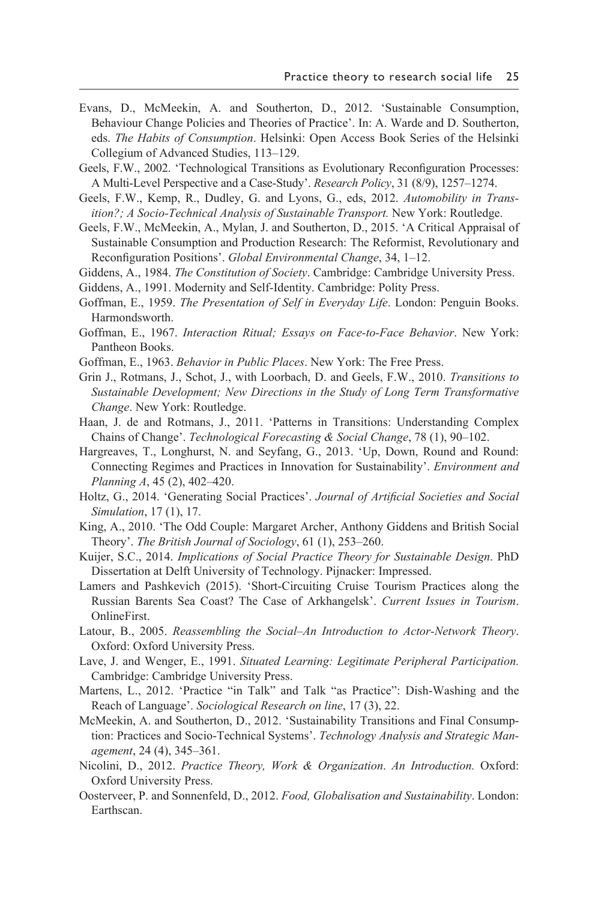Evans, D., McMeekin, A. and Southerton, D., 2012. 'Sustainable Consumption, Behaviour Change Policies and Theories of Practice'. In: A. Warde and D. Southerton, eds. *The Habits of Consumption*. Helsinki: Open Access Book Series of the Helsinki Collegium of Advanced Studies, 113–129.

Geels, F.W., 2002. 'Technological Transitions as Evolutionary Reconfiguration Processes: A Multi-Level Perspective and a Case-Study'. *Research Policy*, 31 (8/9), 1257–1274.

Geels, F.W., Kemp, R., Dudley, G. and Lyons, G., eds, 2012. *Automobility in Transition?; A Socio-Technical Analysis of Sustainable Transport.* New York: Routledge.

Geels, F.W., McMeekin, A., Mylan, J. and Southerton, D., 2015. 'A Critical Appraisal of Sustainable Consumption and Production Research: The Reformist, Revolutionary and Reconfiguration Positions'. *Global Environmental Change*, 34, 1–12.

Giddens, A., 1984. *The Constitution of Society*. Cambridge: Cambridge University Press.

Giddens, A., 1991. Modernity and Self-Identity. Cambridge: Polity Press.

Goffman, E., 1959. *The Presentation of Self in Everyday Life*. London: Penguin Books. Harmondsworth.

Goffman, E., 1967. *Interaction Ritual; Essays on Face-to-Face Behavior*. New York: Pantheon Books.

Goffman, E., 1963. *Behavior in Public Places*. New York: The Free Press.

Grin J., Rotmans, J., Schot, J., with Loorbach, D. and Geels, F.W., 2010. *Transitions to Sustainable Development; New Directions in the Study of Long Term Transformative Change*. New York: Routledge.

Haan, J. de and Rotmans, J., 2011. 'Patterns in Transitions: Understanding Complex Chains of Change'. *Technological Forecasting & Social Change*, 78 (1), 90–102.

Hargreaves, T., Longhurst, N. and Seyfang, G., 2013. 'Up, Down, Round and Round: Connecting Regimes and Practices in Innovation for Sustainability'. *Environment and Planning A*, 45 (2), 402–420.

Holtz, G., 2014. 'Generating Social Practices'. *Journal of Artificial Societies and Social Simulation*, 17 (1), 17.

King, A., 2010. 'The Odd Couple: Margaret Archer, Anthony Giddens and British Social Theory'. *The British Journal of Sociology*, 61 (1), 253–260.

Kuijer, S.C., 2014. *Implications of Social Practice Theory for Sustainable Design*. PhD Dissertation at Delft University of Technology. Pijnacker: Impressed.

Lamers and Pashkevich (2015). 'Short-Circuiting Cruise Tourism Practices along the Russian Barents Sea Coast? The Case of Arkhangelsk'. *Current Issues in Tourism*. OnlineFirst.

Latour, B., 2005. *Reassembling the Social–An Introduction to Actor-Network Theory*. Oxford: Oxford University Press.

Lave, J. and Wenger, E., 1991. *Situated Learning: Legitimate Peripheral Participation.* Cambridge: Cambridge University Press.

Martens, L., 2012. 'Practice "in Talk" and Talk "as Practice": Dish-Washing and the Reach of Language'. *Sociological Research on line*, 17 (3), 22.

McMeekin, A. and Southerton, D., 2012. 'Sustainability Transitions and Final Consumption: Practices and Socio-Technical Systems'. *Technology Analysis and Strategic Management*, 24 (4), 345–361.

Nicolini, D., 2012. *Practice Theory, Work & Organization. An Introduction.* Oxford: Oxford University Press.

Oosterveer, P. and Sonnenfeld, D., 2012. *Food, Globalisation and Sustainability*. London: Earthscan.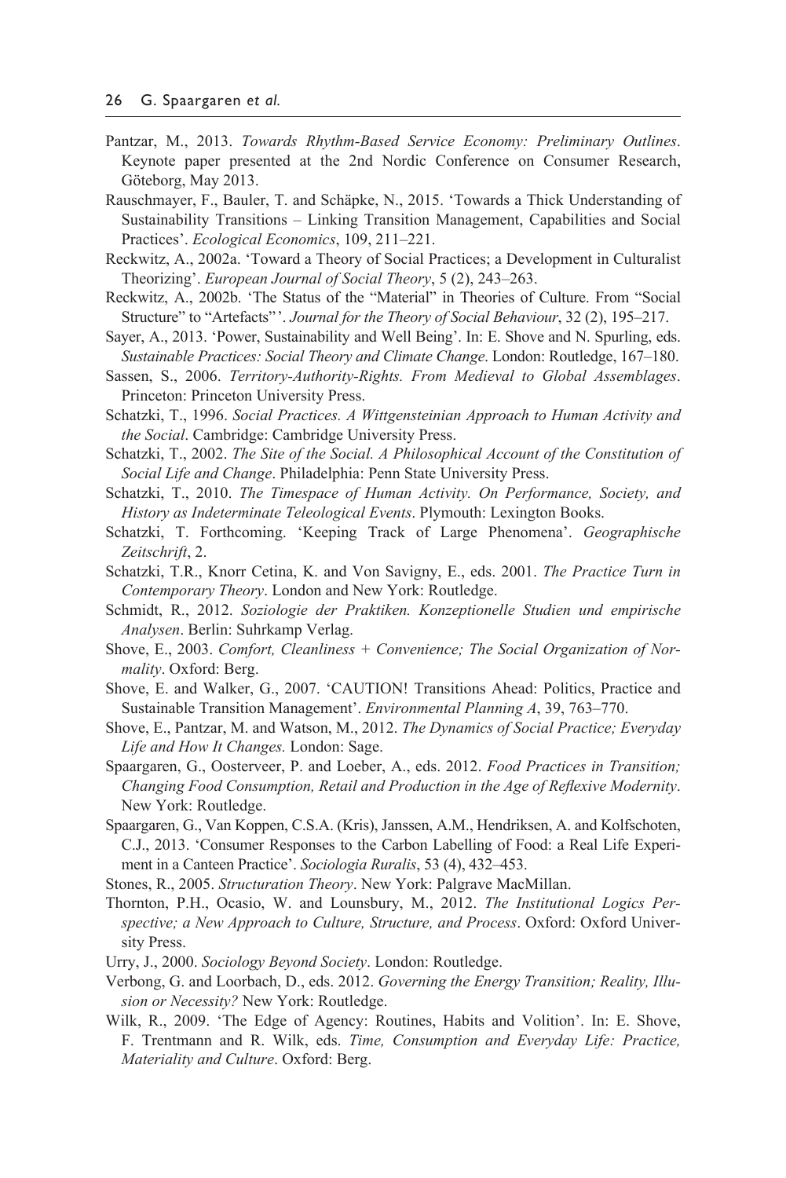Pantzar, M., 2013. *Towards Rhythm-Based Service Economy: Preliminary Outlines*. Keynote paper presented at the 2nd Nordic Conference on Consumer Research, Göteborg, May 2013.

Rauschmayer, F., Bauler, T. and Schäpke, N., 2015. 'Towards a Thick Understanding of Sustainability Transitions – Linking Transition Management, Capabilities and Social Practices'. *Ecological Economics*, 109, 211–221.

Reckwitz, A., 2002a. 'Toward a Theory of Social Practices; a Development in Culturalist Theorizing'. *European Journal of Social Theory*, 5 (2), 243–263.

Reckwitz, A., 2002b. 'The Status of the "Material" in Theories of Culture. From "Social Structure" to "Artefacts"'. *Journal for the Theory of Social Behaviour*, 32 (2), 195–217.

Sayer, A., 2013. 'Power, Sustainability and Well Being'. In: E. Shove and N. Spurling, eds. *Sustainable Practices: Social Theory and Climate Change*. London: Routledge, 167–180.

Sassen, S., 2006. *Territory-Authority-Rights. From Medieval to Global Assemblages*. Princeton: Princeton University Press.

Schatzki, T., 1996. *Social Practices. A Wittgensteinian Approach to Human Activity and the Social*. Cambridge: Cambridge University Press.

Schatzki, T., 2002. *The Site of the Social. A Philosophical Account of the Constitution of Social Life and Change*. Philadelphia: Penn State University Press.

Schatzki, T., 2010. *The Timespace of Human Activity. On Performance, Society, and History as Indeterminate Teleological Events*. Plymouth: Lexington Books.

Schatzki, T. Forthcoming. 'Keeping Track of Large Phenomena'. *Geographische Zeitschrift*, 2.

Schatzki, T.R., Knorr Cetina, K. and Von Savigny, E., eds. 2001. *The Practice Turn in Contemporary Theory*. London and New York: Routledge.

Schmidt, R., 2012. *Soziologie der Praktiken. Konzeptionelle Studien und empirische Analysen*. Berlin: Suhrkamp Verlag.

Shove, E., 2003. *Comfort, Cleanliness + Convenience; The Social Organization of Normality*. Oxford: Berg.

Shove, E. and Walker, G., 2007. 'CAUTION! Transitions Ahead: Politics, Practice and Sustainable Transition Management'. *Environmental Planning A*, 39, 763–770.

Shove, E., Pantzar, M. and Watson, M., 2012. *The Dynamics of Social Practice; Everyday Life and How It Changes.* London: Sage.

Spaargaren, G., Oosterveer, P. and Loeber, A., eds. 2012. *Food Practices in Transition; Changing Food Consumption, Retail and Production in the Age of Reflexive Modernity*. New York: Routledge.

Spaargaren, G., Van Koppen, C.S.A. (Kris), Janssen, A.M., Hendriksen, A. and Kolfschoten, C.J., 2013. 'Consumer Responses to the Carbon Labelling of Food: a Real Life Experiment in a Canteen Practice'. *Sociologia Ruralis*, 53 (4), 432–453.

Stones, R., 2005. *Structuration Theory*. New York: Palgrave MacMillan.

Thornton, P.H., Ocasio, W. and Lounsbury, M., 2012. *The Institutional Logics Perspective; a New Approach to Culture, Structure, and Process*. Oxford: Oxford University Press.

Urry, J., 2000. *Sociology Beyond Society*. London: Routledge.

Verbong, G. and Loorbach, D., eds. 2012. *Governing the Energy Transition; Reality, Illusion or Necessity?* New York: Routledge.

Wilk, R., 2009. 'The Edge of Agency: Routines, Habits and Volition'. In: E. Shove, F. Trentmann and R. Wilk, eds. *Time, Consumption and Everyday Life: Practice, Materiality and Culture*. Oxford: Berg.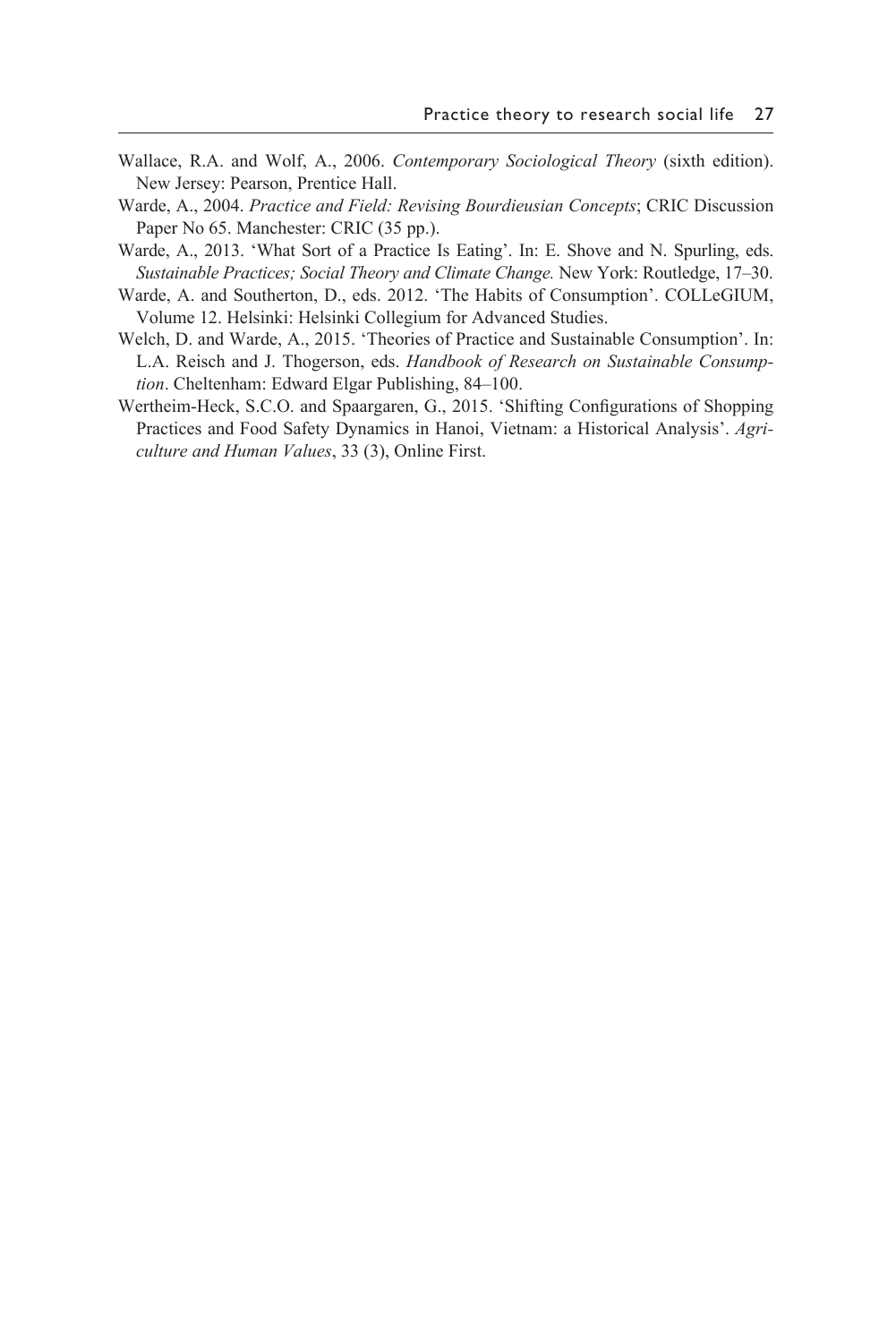Wallace, R.A. and Wolf, A., 2006. *Contemporary Sociological Theory* (sixth edition). New Jersey: Pearson, Prentice Hall.

Warde, A., 2004. *Practice and Field: Revising Bourdieusian Concepts*; CRIC Discussion Paper No 65. Manchester: CRIC (35 pp.).

Warde, A., 2013. 'What Sort of a Practice Is Eating'. In: E. Shove and N. Spurling, eds. *Sustainable Practices; Social Theory and Climate Change.* New York: Routledge, 17–30.

Warde, A. and Southerton, D., eds. 2012. 'The Habits of Consumption'. COLLeGIUM, Volume 12. Helsinki: Helsinki Collegium for Advanced Studies.

Welch, D. and Warde, A., 2015. 'Theories of Practice and Sustainable Consumption'. In: L.A. Reisch and J. Thogerson, eds. *Handbook of Research on Sustainable Consumption*. Cheltenham: Edward Elgar Publishing, 84–100.

Wertheim-Heck, S.C.O. and Spaargaren, G., 2015. 'Shifting Configurations of Shopping Practices and Food Safety Dynamics in Hanoi, Vietnam: a Historical Analysis'. *Agriculture and Human Values*, 33 (3), Online First.